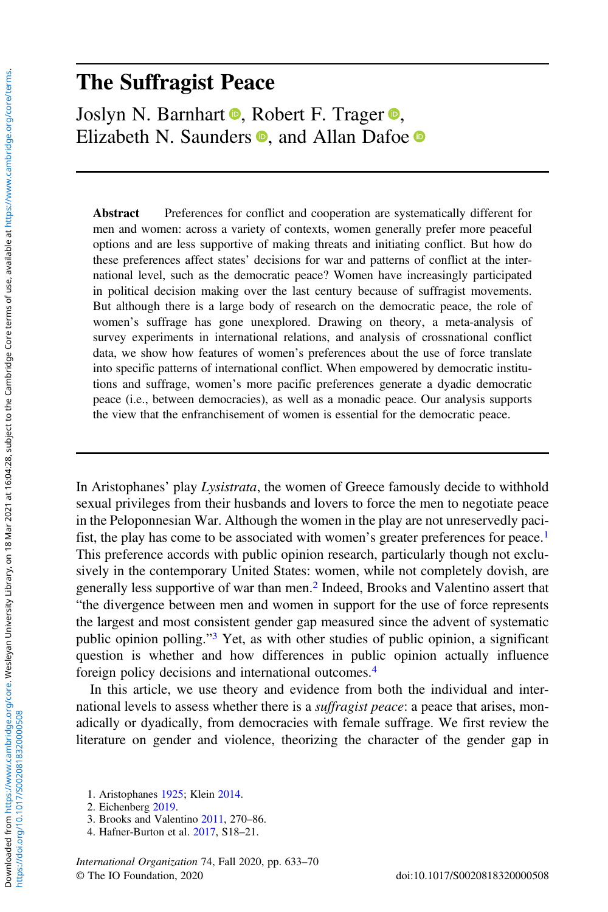# The Suffragist Peace

Joslyn N. Barnhart, Robert F. Trager, Elizabeth N. Saunders, and Allan Dafoe

**Abstract** Preferences for conflict and cooperation are systematically different for men and women: across a variety of contexts, women generally prefer more peaceful options and are less supportive of making threats and initiating conflict. But how do these preferences affect states' decisions for war and patterns of conflict at the international level, such as the democratic peace? Women have increasingly participated in political decision making over the last century because of suffragist movements. But although there is a large body of research on the democratic peace, the role of women's suffrage has gone unexplored. Drawing on theory, a meta-analysis of survey experiments in international relations, and analysis of crossnational conflict data, we show how features of women's preferences about the use of force translate into specific patterns of international conflict. When empowered by democratic institutions and suffrage, women's more pacific preferences generate a dyadic democratic peace (i.e., between democracies), as well as a monadic peace. Our analysis supports the view that the enfranchisement of women is essential for the democratic peace.

In Aristophanes' play *Lysistrata*, the women of Greece famously decide to withhold sexual privileges from their husbands and lovers to force the men to negotiate peace in the Peloponnesian War. Although the women in the play are not unreservedly pacifist, the play has come to be associated with women's greater preferences for peace.[1] This preference accords with public opinion research, particularly though not exclusively in the contemporary United States: women, while not completely dovish, are generally less supportive of war than men.[2] Indeed, Brooks and Valentino assert that "the divergence between men and women in support for the use of force represents the largest and most consistent gender gap measured since the advent of systematic public opinion polling."[3] Yet, as with other studies of public opinion, a significant question is whether and how differences in public opinion actually influence foreign policy decisions and international outcomes.[4]

In this article, we use theory and evidence from both the individual and international levels to assess whether there is a *suffragist peace*: a peace that arises, monadically or dyadically, from democracies with female suffrage. We first review the literature on gender and violence, theorizing the character of the gender gap in

1. Aristophanes 1925; Klein 2014.
2. Eichenberg 2019.
3. Brooks and Valentino 2011, 270–86.
4. Hafner-Burton et al. 2017, S18–21.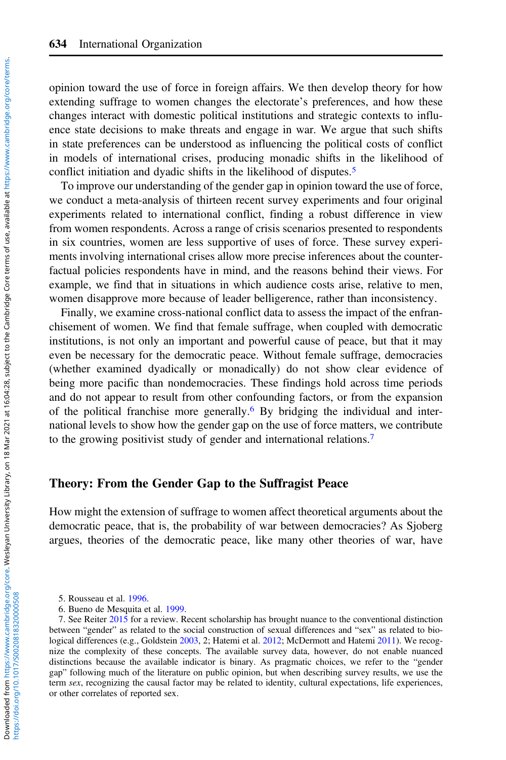opinion toward the use of force in foreign affairs. We then develop theory for how extending suffrage to women changes the electorate's preferences, and how these changes interact with domestic political institutions and strategic contexts to influence state decisions to make threats and engage in war. We argue that such shifts in state preferences can be understood as influencing the political costs of conflict in models of international crises, producing monadic shifts in the likelihood of conflict initiation and dyadic shifts in the likelihood of disputes.[5]

To improve our understanding of the gender gap in opinion toward the use of force, we conduct a meta-analysis of thirteen recent survey experiments and four original experiments related to international conflict, finding a robust difference in view from women respondents. Across a range of crisis scenarios presented to respondents in six countries, women are less supportive of uses of force. These survey experiments involving international crises allow more precise inferences about the counterfactual policies respondents have in mind, and the reasons behind their views. For example, we find that in situations in which audience costs arise, relative to men, women disapprove more because of leader belligerence, rather than inconsistency.

Finally, we examine cross-national conflict data to assess the impact of the enfranchisement of women. We find that female suffrage, when coupled with democratic institutions, is not only an important and powerful cause of peace, but that it may even be necessary for the democratic peace. Without female suffrage, democracies (whether examined dyadically or monadically) do not show clear evidence of being more pacific than nondemocracies. These findings hold across time periods and do not appear to result from other confounding factors, or from the expansion of the political franchise more generally.[6] By bridging the individual and international levels to show how the gender gap on the use of force matters, we contribute to the growing positivist study of gender and international relations.[7]

## Theory: From the Gender Gap to the Suffragist Peace

How might the extension of suffrage to women affect theoretical arguments about the democratic peace, that is, the probability of war between democracies? As Sjoberg argues, theories of the democratic peace, like many other theories of war, have

5. Rousseau et al. 1996.

6. Bueno de Mesquita et al. 1999.

7. See Reiter 2015 for a review. Recent scholarship has brought nuance to the conventional distinction between "gender" as related to the social construction of sexual differences and "sex" as related to biological differences (e.g., Goldstein 2003, 2; Hatemi et al. 2012; McDermott and Hatemi 2011). We recognize the complexity of these concepts. The available survey data, however, do not enable nuanced distinctions because the available indicator is binary. As pragmatic choices, we refer to the "gender gap" following much of the literature on public opinion, but when describing survey results, we use the term *sex*, recognizing the causal factor may be related to identity, cultural expectations, life experiences, or other correlates of reported sex.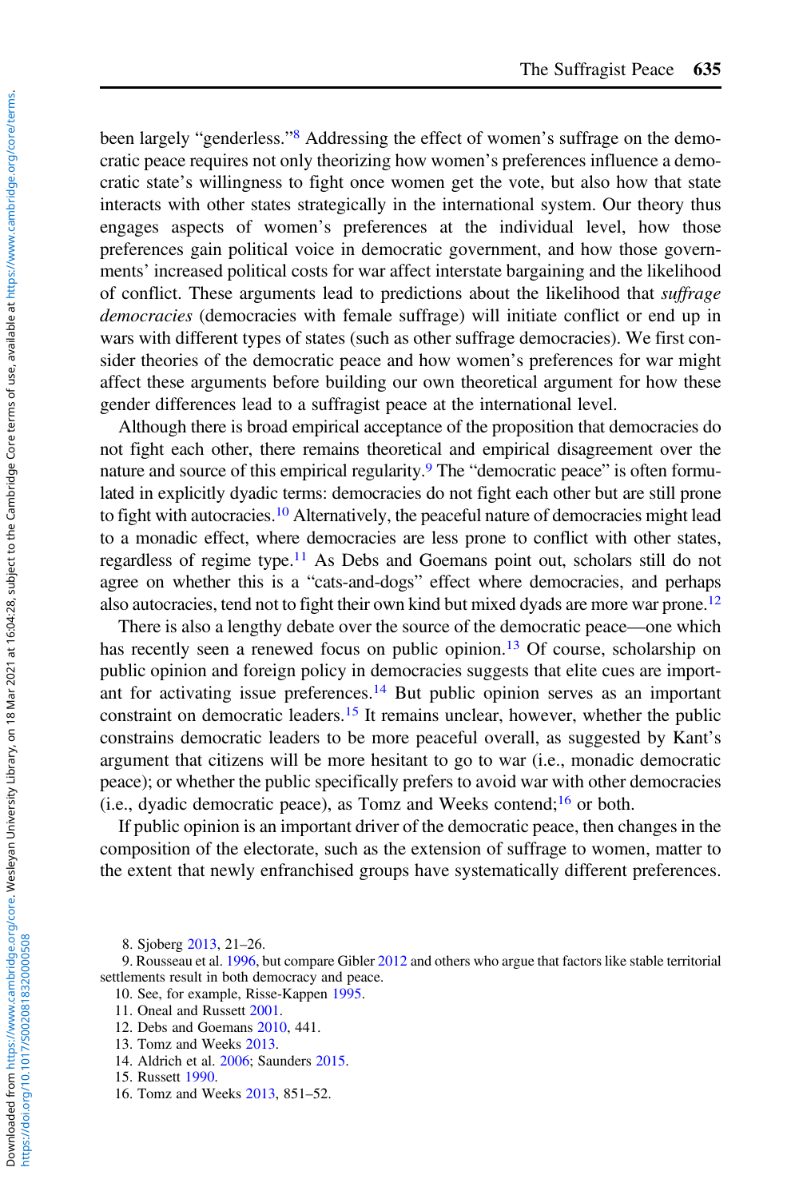been largely "genderless."[8] Addressing the effect of women's suffrage on the democratic peace requires not only theorizing how women's preferences influence a democratic state's willingness to fight once women get the vote, but also how that state interacts with other states strategically in the international system. Our theory thus engages aspects of women's preferences at the individual level, how those preferences gain political voice in democratic government, and how those governments' increased political costs for war affect interstate bargaining and the likelihood of conflict. These arguments lead to predictions about the likelihood that *suffrage democracies* (democracies with female suffrage) will initiate conflict or end up in wars with different types of states (such as other suffrage democracies). We first consider theories of the democratic peace and how women's preferences for war might affect these arguments before building our own theoretical argument for how these gender differences lead to a suffragist peace at the international level.

Although there is broad empirical acceptance of the proposition that democracies do not fight each other, there remains theoretical and empirical disagreement over the nature and source of this empirical regularity.[9] The "democratic peace" is often formulated in explicitly dyadic terms: democracies do not fight each other but are still prone to fight with autocracies.[10] Alternatively, the peaceful nature of democracies might lead to a monadic effect, where democracies are less prone to conflict with other states, regardless of regime type.[11] As Debs and Goemans point out, scholars still do not agree on whether this is a "cats-and-dogs" effect where democracies, and perhaps also autocracies, tend not to fight their own kind but mixed dyads are more war prone.[12]

There is also a lengthy debate over the source of the democratic peace—one which has recently seen a renewed focus on public opinion.[13] Of course, scholarship on public opinion and foreign policy in democracies suggests that elite cues are important for activating issue preferences.[14] But public opinion serves as an important constraint on democratic leaders.[15] It remains unclear, however, whether the public constrains democratic leaders to be more peaceful overall, as suggested by Kant's argument that citizens will be more hesitant to go to war (i.e., monadic democratic peace); or whether the public specifically prefers to avoid war with other democracies (i.e., dyadic democratic peace), as Tomz and Weeks contend;[16] or both.

If public opinion is an important driver of the democratic peace, then changes in the composition of the electorate, such as the extension of suffrage to women, matter to the extent that newly enfranchised groups have systematically different preferences.

8. Sjoberg 2013, 21–26.
9. Rousseau et al. 1996, but compare Gibler 2012 and others who argue that factors like stable territorial settlements result in both democracy and peace.
10. See, for example, Risse-Kappen 1995.
11. Oneal and Russett 2001.
12. Debs and Goemans 2010, 441.
13. Tomz and Weeks 2013.
14. Aldrich et al. 2006; Saunders 2015.
15. Russett 1990.
16. Tomz and Weeks 2013, 851–52.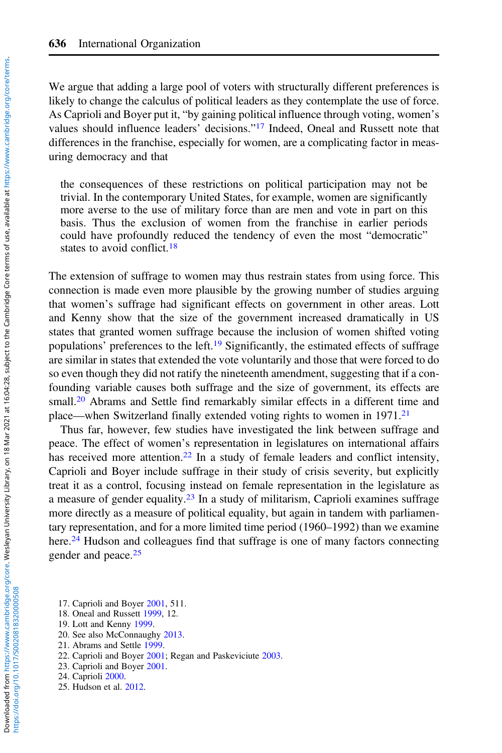We argue that adding a large pool of voters with structurally different preferences is likely to change the calculus of political leaders as they contemplate the use of force. As Caprioli and Boyer put it, "by gaining political influence through voting, women's values should influence leaders' decisions."[17] Indeed, Oneal and Russett note that differences in the franchise, especially for women, are a complicating factor in measuring democracy and that

> the consequences of these restrictions on political participation may not be trivial. In the contemporary United States, for example, women are significantly more averse to the use of military force than are men and vote in part on this basis. Thus the exclusion of women from the franchise in earlier periods could have profoundly reduced the tendency of even the most "democratic" states to avoid conflict.[18]

The extension of suffrage to women may thus restrain states from using force. This connection is made even more plausible by the growing number of studies arguing that women's suffrage had significant effects on government in other areas. Lott and Kenny show that the size of the government increased dramatically in US states that granted women suffrage because the inclusion of women shifted voting populations' preferences to the left.[19] Significantly, the estimated effects of suffrage are similar in states that extended the vote voluntarily and those that were forced to do so even though they did not ratify the nineteenth amendment, suggesting that if a confounding variable causes both suffrage and the size of government, its effects are small.[20] Abrams and Settle find remarkably similar effects in a different time and place—when Switzerland finally extended voting rights to women in 1971.[21]

Thus far, however, few studies have investigated the link between suffrage and peace. The effect of women's representation in legislatures on international affairs has received more attention.[22] In a study of female leaders and conflict intensity, Caprioli and Boyer include suffrage in their study of crisis severity, but explicitly treat it as a control, focusing instead on female representation in the legislature as a measure of gender equality.[23] In a study of militarism, Caprioli examines suffrage more directly as a measure of political equality, but again in tandem with parliamentary representation, and for a more limited time period (1960–1992) than we examine here.[24] Hudson and colleagues find that suffrage is one of many factors connecting gender and peace.[25]

17. Caprioli and Boyer 2001, 511.
18. Oneal and Russett 1999, 12.
19. Lott and Kenny 1999.
20. See also McConnaughy 2013.
21. Abrams and Settle 1999.
22. Caprioli and Boyer 2001; Regan and Paskeviciute 2003.
23. Caprioli and Boyer 2001.
24. Caprioli 2000.
25. Hudson et al. 2012.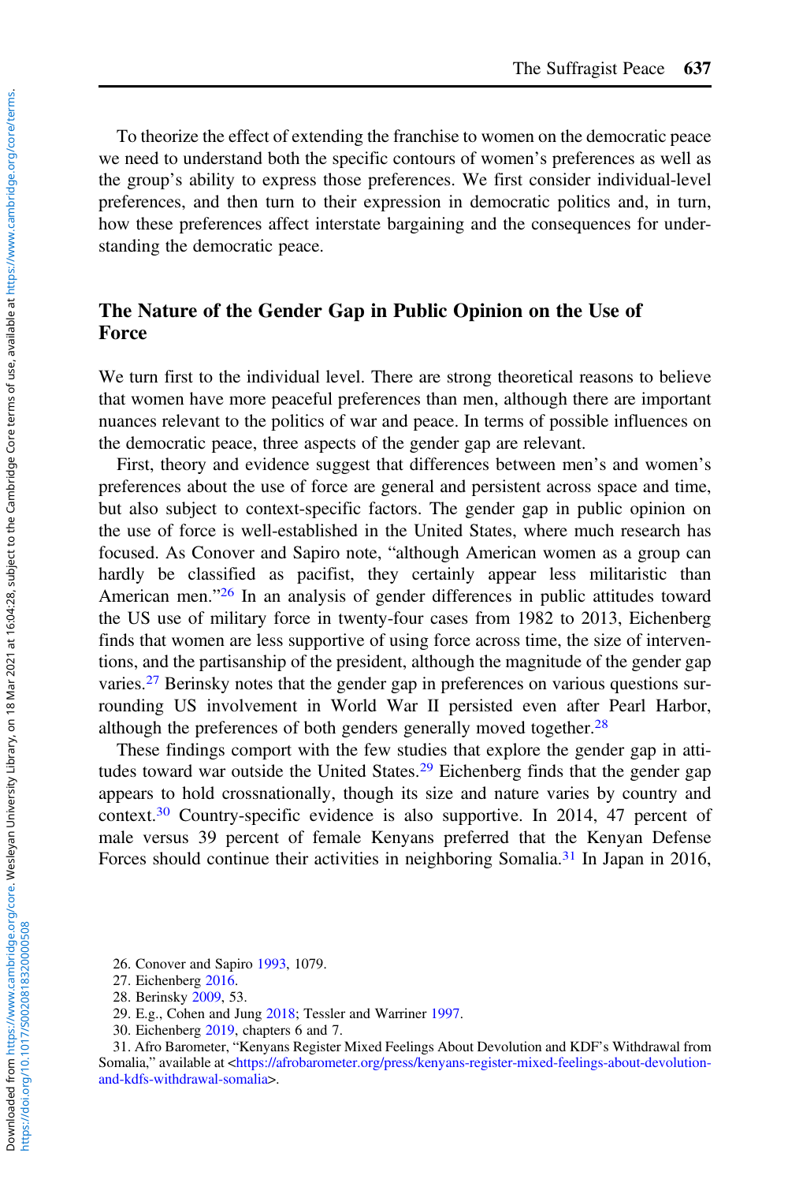To theorize the effect of extending the franchise to women on the democratic peace we need to understand both the specific contours of women's preferences as well as the group's ability to express those preferences. We first consider individual-level preferences, and then turn to their expression in democratic politics and, in turn, how these preferences affect interstate bargaining and the consequences for understanding the democratic peace.

## The Nature of the Gender Gap in Public Opinion on the Use of Force

We turn first to the individual level. There are strong theoretical reasons to believe that women have more peaceful preferences than men, although there are important nuances relevant to the politics of war and peace. In terms of possible influences on the democratic peace, three aspects of the gender gap are relevant.

First, theory and evidence suggest that differences between men's and women's preferences about the use of force are general and persistent across space and time, but also subject to context-specific factors. The gender gap in public opinion on the use of force is well-established in the United States, where much research has focused. As Conover and Sapiro note, "although American women as a group can hardly be classified as pacifist, they certainly appear less militaristic than American men."[26] In an analysis of gender differences in public attitudes toward the US use of military force in twenty-four cases from 1982 to 2013, Eichenberg finds that women are less supportive of using force across time, the size of interventions, and the partisanship of the president, although the magnitude of the gender gap varies.[27] Berinsky notes that the gender gap in preferences on various questions surrounding US involvement in World War II persisted even after Pearl Harbor, although the preferences of both genders generally moved together.[28]

These findings comport with the few studies that explore the gender gap in attitudes toward war outside the United States.[29] Eichenberg finds that the gender gap appears to hold crossnationally, though its size and nature varies by country and context.[30] Country-specific evidence is also supportive. In 2014, 47 percent of male versus 39 percent of female Kenyans preferred that the Kenyan Defense Forces should continue their activities in neighboring Somalia.[31] In Japan in 2016,

26. Conover and Sapiro 1993, 1079.
27. Eichenberg 2016.
28. Berinsky 2009, 53.
29. E.g., Cohen and Jung 2018; Tessler and Warriner 1997.
30. Eichenberg 2019, chapters 6 and 7.
31. Afro Barometer, "Kenyans Register Mixed Feelings About Devolution and KDF's Withdrawal from Somalia," available at <https://afrobarometer.org/press/kenyans-register-mixed-feelings-about-devolution-and-kdfs-withdrawal-somalia>.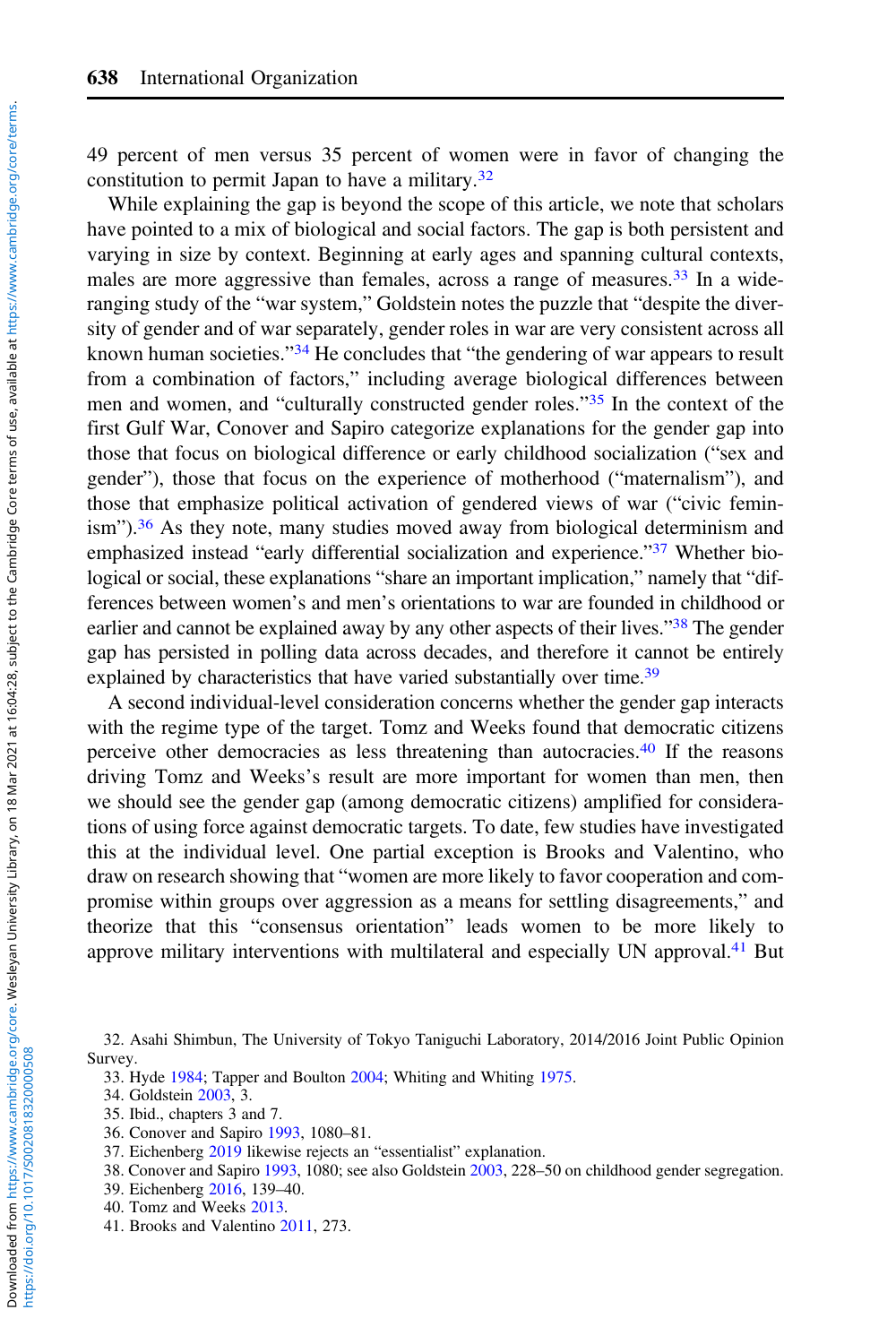49 percent of men versus 35 percent of women were in favor of changing the constitution to permit Japan to have a military.[32]

While explaining the gap is beyond the scope of this article, we note that scholars have pointed to a mix of biological and social factors. The gap is both persistent and varying in size by context. Beginning at early ages and spanning cultural contexts, males are more aggressive than females, across a range of measures.[33] In a wide-ranging study of the "war system," Goldstein notes the puzzle that "despite the diversity of gender and of war separately, gender roles in war are very consistent across all known human societies."[34] He concludes that "the gendering of war appears to result from a combination of factors," including average biological differences between men and women, and "culturally constructed gender roles."[35] In the context of the first Gulf War, Conover and Sapiro categorize explanations for the gender gap into those that focus on biological difference or early childhood socialization ("sex and gender"), those that focus on the experience of motherhood ("maternalism"), and those that emphasize political activation of gendered views of war ("civic feminism").[36] As they note, many studies moved away from biological determinism and emphasized instead "early differential socialization and experience."[37] Whether biological or social, these explanations "share an important implication," namely that "differences between women's and men's orientations to war are founded in childhood or earlier and cannot be explained away by any other aspects of their lives."[38] The gender gap has persisted in polling data across decades, and therefore it cannot be entirely explained by characteristics that have varied substantially over time.[39]

A second individual-level consideration concerns whether the gender gap interacts with the regime type of the target. Tomz and Weeks found that democratic citizens perceive other democracies as less threatening than autocracies.[40] If the reasons driving Tomz and Weeks's result are more important for women than men, then we should see the gender gap (among democratic citizens) amplified for considerations of using force against democratic targets. To date, few studies have investigated this at the individual level. One partial exception is Brooks and Valentino, who draw on research showing that "women are more likely to favor cooperation and compromise within groups over aggression as a means for settling disagreements," and theorize that this "consensus orientation" leads women to be more likely to approve military interventions with multilateral and especially UN approval.[41] But

32. Asahi Shimbun, The University of Tokyo Taniguchi Laboratory, 2014/2016 Joint Public Opinion Survey.
33. Hyde 1984; Tapper and Boulton 2004; Whiting and Whiting 1975.
34. Goldstein 2003, 3.
35. Ibid., chapters 3 and 7.
36. Conover and Sapiro 1993, 1080–81.
37. Eichenberg 2019 likewise rejects an "essentialist" explanation.
38. Conover and Sapiro 1993, 1080; see also Goldstein 2003, 228–50 on childhood gender segregation.
39. Eichenberg 2016, 139–40.
40. Tomz and Weeks 2013.
41. Brooks and Valentino 2011, 273.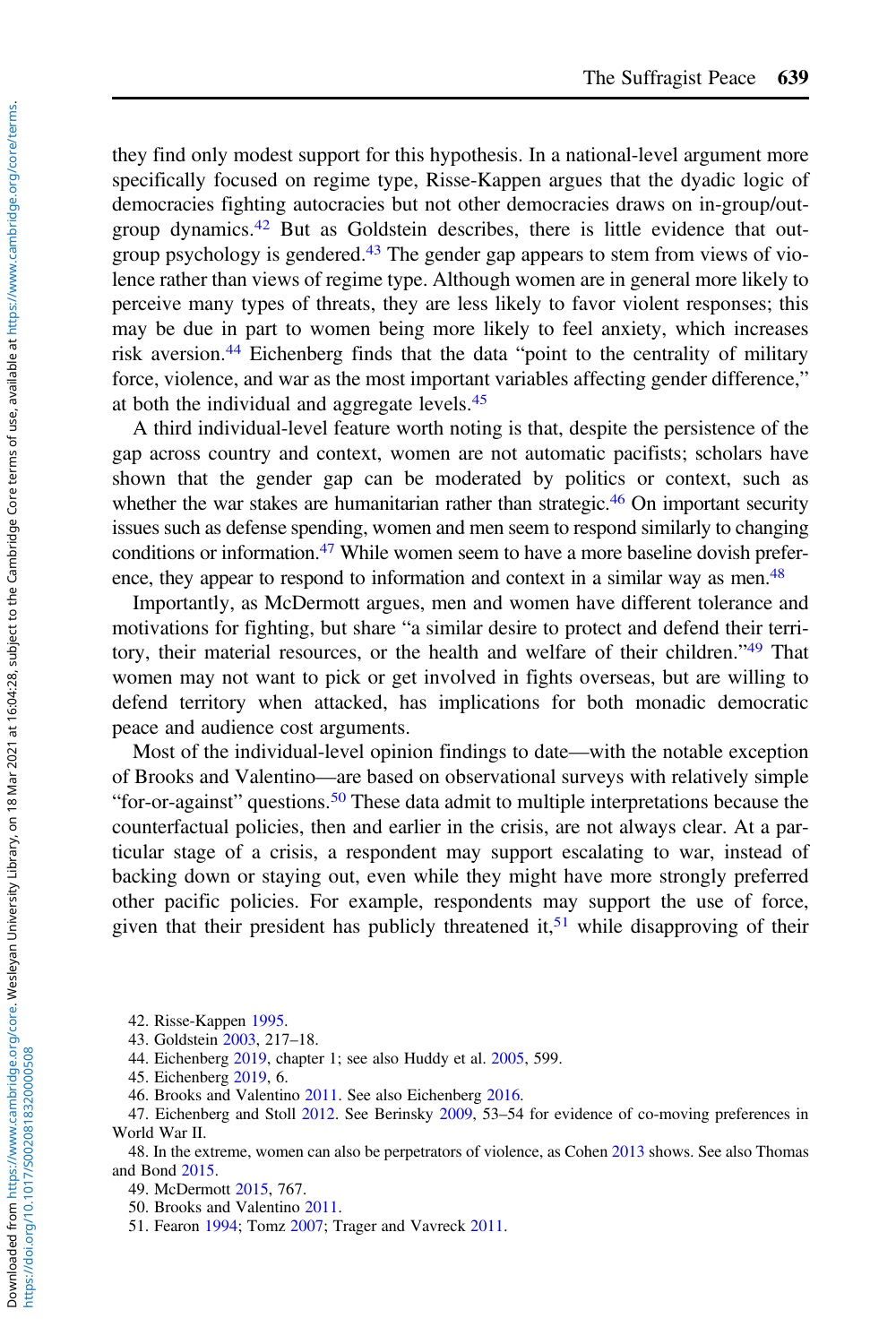they find only modest support for this hypothesis. In a national-level argument more specifically focused on regime type, Risse-Kappen argues that the dyadic logic of democracies fighting autocracies but not other democracies draws on in-group/out-group dynamics.[42] But as Goldstein describes, there is little evidence that out-group psychology is gendered.[43] The gender gap appears to stem from views of violence rather than views of regime type. Although women are in general more likely to perceive many types of threats, they are less likely to favor violent responses; this may be due in part to women being more likely to feel anxiety, which increases risk aversion.[44] Eichenberg finds that the data "point to the centrality of military force, violence, and war as the most important variables affecting gender difference," at both the individual and aggregate levels.[45]

A third individual-level feature worth noting is that, despite the persistence of the gap across country and context, women are not automatic pacifists; scholars have shown that the gender gap can be moderated by politics or context, such as whether the war stakes are humanitarian rather than strategic.[46] On important security issues such as defense spending, women and men seem to respond similarly to changing conditions or information.[47] While women seem to have a more baseline dovish preference, they appear to respond to information and context in a similar way as men.[48]

Importantly, as McDermott argues, men and women have different tolerance and motivations for fighting, but share "a similar desire to protect and defend their territory, their material resources, or the health and welfare of their children."[49] That women may not want to pick or get involved in fights overseas, but are willing to defend territory when attacked, has implications for both monadic democratic peace and audience cost arguments.

Most of the individual-level opinion findings to date—with the notable exception of Brooks and Valentino—are based on observational surveys with relatively simple "for-or-against" questions.[50] These data admit to multiple interpretations because the counterfactual policies, then and earlier in the crisis, are not always clear. At a particular stage of a crisis, a respondent may support escalating to war, instead of backing down or staying out, even while they might have more strongly preferred other pacific policies. For example, respondents may support the use of force, given that their president has publicly threatened it,[51] while disapproving of their

42. Risse-Kappen 1995.
43. Goldstein 2003, 217–18.
44. Eichenberg 2019, chapter 1; see also Huddy et al. 2005, 599.
45. Eichenberg 2019, 6.
46. Brooks and Valentino 2011. See also Eichenberg 2016.
47. Eichenberg and Stoll 2012. See Berinsky 2009, 53–54 for evidence of co-moving preferences in World War II.
48. In the extreme, women can also be perpetrators of violence, as Cohen 2013 shows. See also Thomas and Bond 2015.
49. McDermott 2015, 767.
50. Brooks and Valentino 2011.
51. Fearon 1994; Tomz 2007; Trager and Vavreck 2011.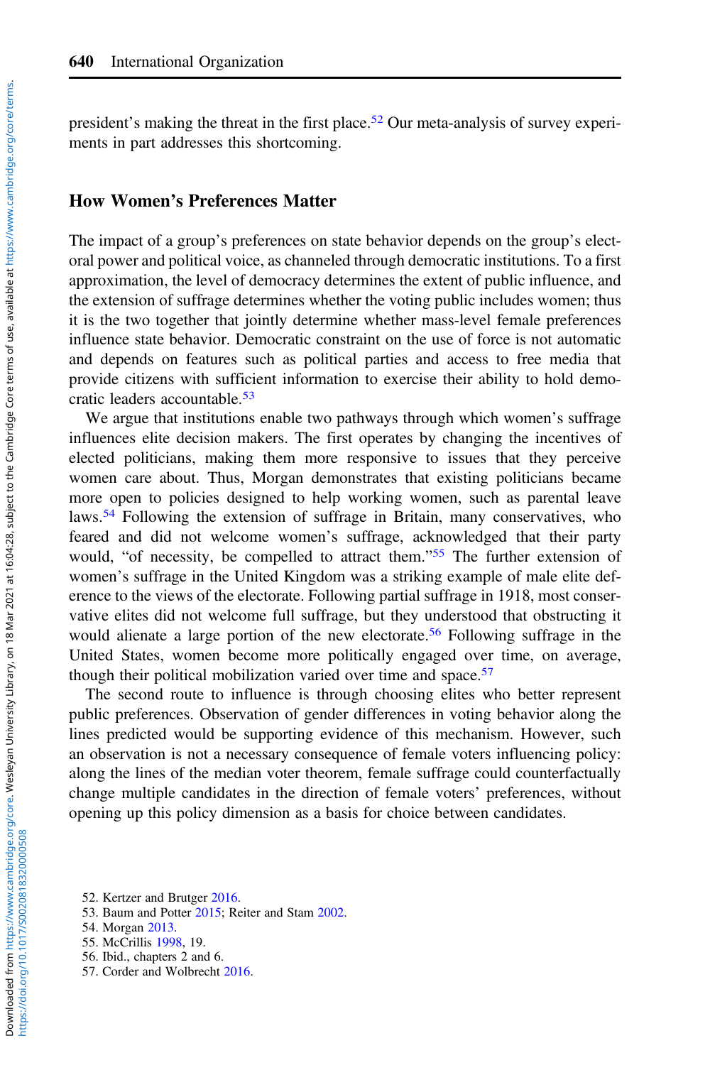president's making the threat in the first place.[52] Our meta-analysis of survey experiments in part addresses this shortcoming.

## How Women's Preferences Matter

The impact of a group's preferences on state behavior depends on the group's electoral power and political voice, as channeled through democratic institutions. To a first approximation, the level of democracy determines the extent of public influence, and the extension of suffrage determines whether the voting public includes women; thus it is the two together that jointly determine whether mass-level female preferences influence state behavior. Democratic constraint on the use of force is not automatic and depends on features such as political parties and access to free media that provide citizens with sufficient information to exercise their ability to hold democratic leaders accountable.[53]

We argue that institutions enable two pathways through which women's suffrage influences elite decision makers. The first operates by changing the incentives of elected politicians, making them more responsive to issues that they perceive women care about. Thus, Morgan demonstrates that existing politicians became more open to policies designed to help working women, such as parental leave laws.[54] Following the extension of suffrage in Britain, many conservatives, who feared and did not welcome women's suffrage, acknowledged that their party would, "of necessity, be compelled to attract them."[55] The further extension of women's suffrage in the United Kingdom was a striking example of male elite deference to the views of the electorate. Following partial suffrage in 1918, most conservative elites did not welcome full suffrage, but they understood that obstructing it would alienate a large portion of the new electorate.[56] Following suffrage in the United States, women become more politically engaged over time, on average, though their political mobilization varied over time and space.[57]

The second route to influence is through choosing elites who better represent public preferences. Observation of gender differences in voting behavior along the lines predicted would be supporting evidence of this mechanism. However, such an observation is not a necessary consequence of female voters influencing policy: along the lines of the median voter theorem, female suffrage could counterfactually change multiple candidates in the direction of female voters' preferences, without opening up this policy dimension as a basis for choice between candidates.

52. Kertzer and Brutger 2016.
53. Baum and Potter 2015; Reiter and Stam 2002.
54. Morgan 2013.
55. McCrillis 1998, 19.
56. Ibid., chapters 2 and 6.
57. Corder and Wolbrecht 2016.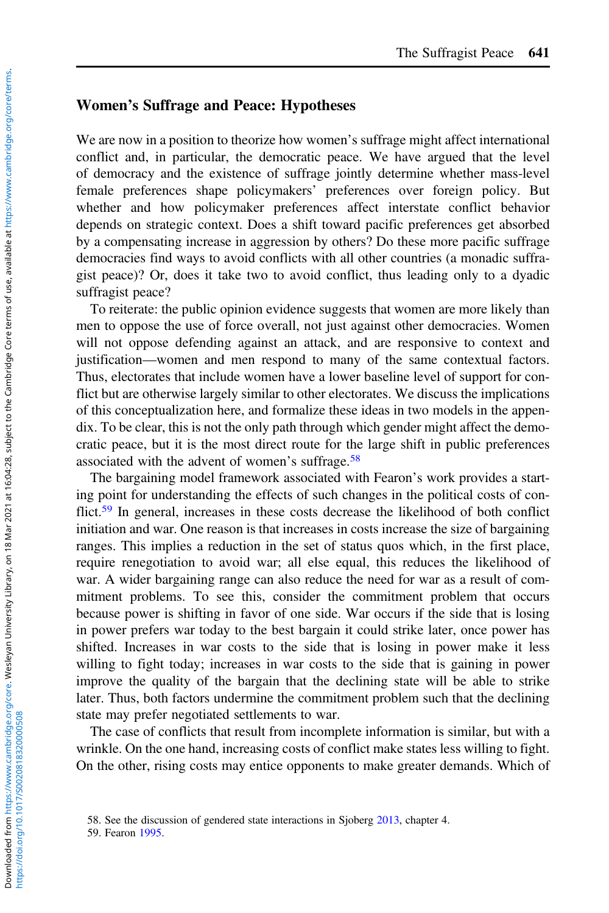## Women's Suffrage and Peace: Hypotheses

We are now in a position to theorize how women's suffrage might affect international conflict and, in particular, the democratic peace. We have argued that the level of democracy and the existence of suffrage jointly determine whether mass-level female preferences shape policymakers' preferences over foreign policy. But whether and how policymaker preferences affect interstate conflict behavior depends on strategic context. Does a shift toward pacific preferences get absorbed by a compensating increase in aggression by others? Do these more pacific suffrage democracies find ways to avoid conflicts with all other countries (a monadic suffragist peace)? Or, does it take two to avoid conflict, thus leading only to a dyadic suffragist peace?

To reiterate: the public opinion evidence suggests that women are more likely than men to oppose the use of force overall, not just against other democracies. Women will not oppose defending against an attack, and are responsive to context and justification—women and men respond to many of the same contextual factors. Thus, electorates that include women have a lower baseline level of support for conflict but are otherwise largely similar to other electorates. We discuss the implications of this conceptualization here, and formalize these ideas in two models in the appendix. To be clear, this is not the only path through which gender might affect the democratic peace, but it is the most direct route for the large shift in public preferences associated with the advent of women's suffrage.[58]

The bargaining model framework associated with Fearon's work provides a starting point for understanding the effects of such changes in the political costs of conflict.[59] In general, increases in these costs decrease the likelihood of both conflict initiation and war. One reason is that increases in costs increase the size of bargaining ranges. This implies a reduction in the set of status quos which, in the first place, require renegotiation to avoid war; all else equal, this reduces the likelihood of war. A wider bargaining range can also reduce the need for war as a result of commitment problems. To see this, consider the commitment problem that occurs because power is shifting in favor of one side. War occurs if the side that is losing in power prefers war today to the best bargain it could strike later, once power has shifted. Increases in war costs to the side that is losing in power make it less willing to fight today; increases in war costs to the side that is gaining in power improve the quality of the bargain that the declining state will be able to strike later. Thus, both factors undermine the commitment problem such that the declining state may prefer negotiated settlements to war.

The case of conflicts that result from incomplete information is similar, but with a wrinkle. On the one hand, increasing costs of conflict make states less willing to fight. On the other, rising costs may entice opponents to make greater demands. Which of

58. See the discussion of gendered state interactions in Sjoberg 2013, chapter 4.

59. Fearon 1995.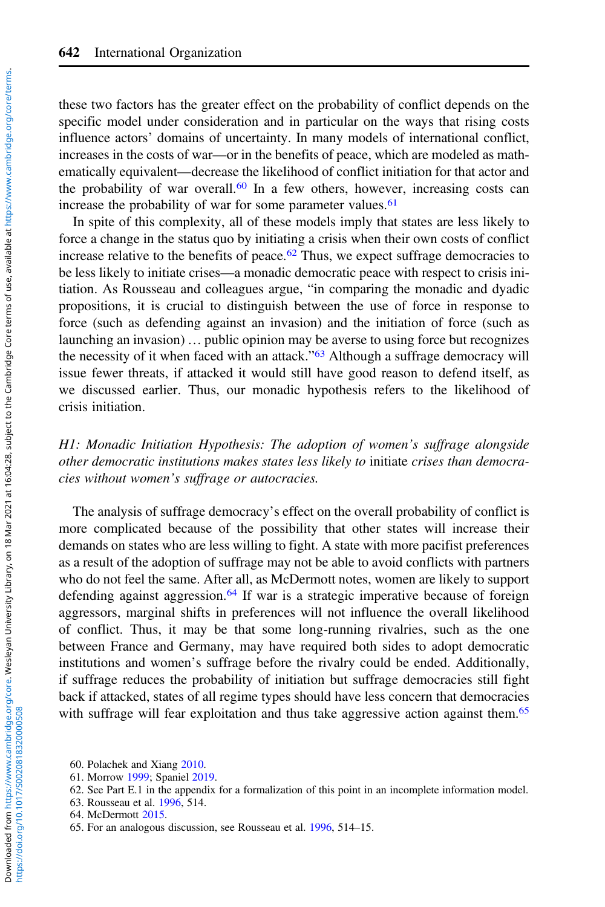these two factors has the greater effect on the probability of conflict depends on the specific model under consideration and in particular on the ways that rising costs influence actors' domains of uncertainty. In many models of international conflict, increases in the costs of war—or in the benefits of peace, which are modeled as mathematically equivalent—decrease the likelihood of conflict initiation for that actor and the probability of war overall.[60] In a few others, however, increasing costs can increase the probability of war for some parameter values.[61]

In spite of this complexity, all of these models imply that states are less likely to force a change in the status quo by initiating a crisis when their own costs of conflict increase relative to the benefits of peace.[62] Thus, we expect suffrage democracies to be less likely to initiate crises—a monadic democratic peace with respect to crisis initiation. As Rousseau and colleagues argue, "in comparing the monadic and dyadic propositions, it is crucial to distinguish between the use of force in response to force (such as defending against an invasion) and the initiation of force (such as launching an invasion) … public opinion may be averse to using force but recognizes the necessity of it when faced with an attack."[63] Although a suffrage democracy will issue fewer threats, if attacked it would still have good reason to defend itself, as we discussed earlier. Thus, our monadic hypothesis refers to the likelihood of crisis initiation.

*H1: Monadic Initiation Hypothesis: The adoption of women's suffrage alongside other democratic institutions makes states less likely to* initiate *crises than democracies without women's suffrage or autocracies.*

The analysis of suffrage democracy's effect on the overall probability of conflict is more complicated because of the possibility that other states will increase their demands on states who are less willing to fight. A state with more pacifist preferences as a result of the adoption of suffrage may not be able to avoid conflicts with partners who do not feel the same. After all, as McDermott notes, women are likely to support defending against aggression.[64] If war is a strategic imperative because of foreign aggressors, marginal shifts in preferences will not influence the overall likelihood of conflict. Thus, it may be that some long-running rivalries, such as the one between France and Germany, may have required both sides to adopt democratic institutions and women's suffrage before the rivalry could be ended. Additionally, if suffrage reduces the probability of initiation but suffrage democracies still fight back if attacked, states of all regime types should have less concern that democracies with suffrage will fear exploitation and thus take aggressive action against them.[65]

60. Polachek and Xiang 2010.
61. Morrow 1999; Spaniel 2019.
62. See Part E.1 in the appendix for a formalization of this point in an incomplete information model.
63. Rousseau et al. 1996, 514.
64. McDermott 2015.
65. For an analogous discussion, see Rousseau et al. 1996, 514–15.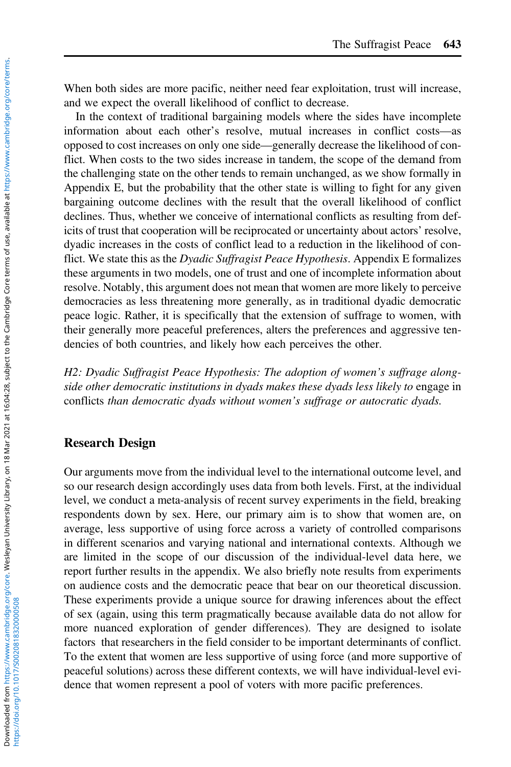When both sides are more pacific, neither need fear exploitation, trust will increase, and we expect the overall likelihood of conflict to decrease.

In the context of traditional bargaining models where the sides have incomplete information about each other's resolve, mutual increases in conflict costs—as opposed to cost increases on only one side—generally decrease the likelihood of conflict. When costs to the two sides increase in tandem, the scope of the demand from the challenging state on the other tends to remain unchanged, as we show formally in Appendix E, but the probability that the other state is willing to fight for any given bargaining outcome declines with the result that the overall likelihood of conflict declines. Thus, whether we conceive of international conflicts as resulting from deficits of trust that cooperation will be reciprocated or uncertainty about actors' resolve, dyadic increases in the costs of conflict lead to a reduction in the likelihood of conflict. We state this as the *Dyadic Suffragist Peace Hypothesis*. Appendix E formalizes these arguments in two models, one of trust and one of incomplete information about resolve. Notably, this argument does not mean that women are more likely to perceive democracies as less threatening more generally, as in traditional dyadic democratic peace logic. Rather, it is specifically that the extension of suffrage to women, with their generally more peaceful preferences, alters the preferences and aggressive tendencies of both countries, and likely how each perceives the other.

*H2: Dyadic Suffragist Peace Hypothesis: The adoption of women's suffrage alongside other democratic institutions in dyads makes these dyads less likely to* engage in conflicts *than democratic dyads without women's suffrage or autocratic dyads.*

## Research Design

Our arguments move from the individual level to the international outcome level, and so our research design accordingly uses data from both levels. First, at the individual level, we conduct a meta-analysis of recent survey experiments in the field, breaking respondents down by sex. Here, our primary aim is to show that women are, on average, less supportive of using force across a variety of controlled comparisons in different scenarios and varying national and international contexts. Although we are limited in the scope of our discussion of the individual-level data here, we report further results in the appendix. We also briefly note results from experiments on audience costs and the democratic peace that bear on our theoretical discussion. These experiments provide a unique source for drawing inferences about the effect of sex (again, using this term pragmatically because available data do not allow for more nuanced exploration of gender differences). They are designed to isolate factors that researchers in the field consider to be important determinants of conflict. To the extent that women are less supportive of using force (and more supportive of peaceful solutions) across these different contexts, we will have individual-level evidence that women represent a pool of voters with more pacific preferences.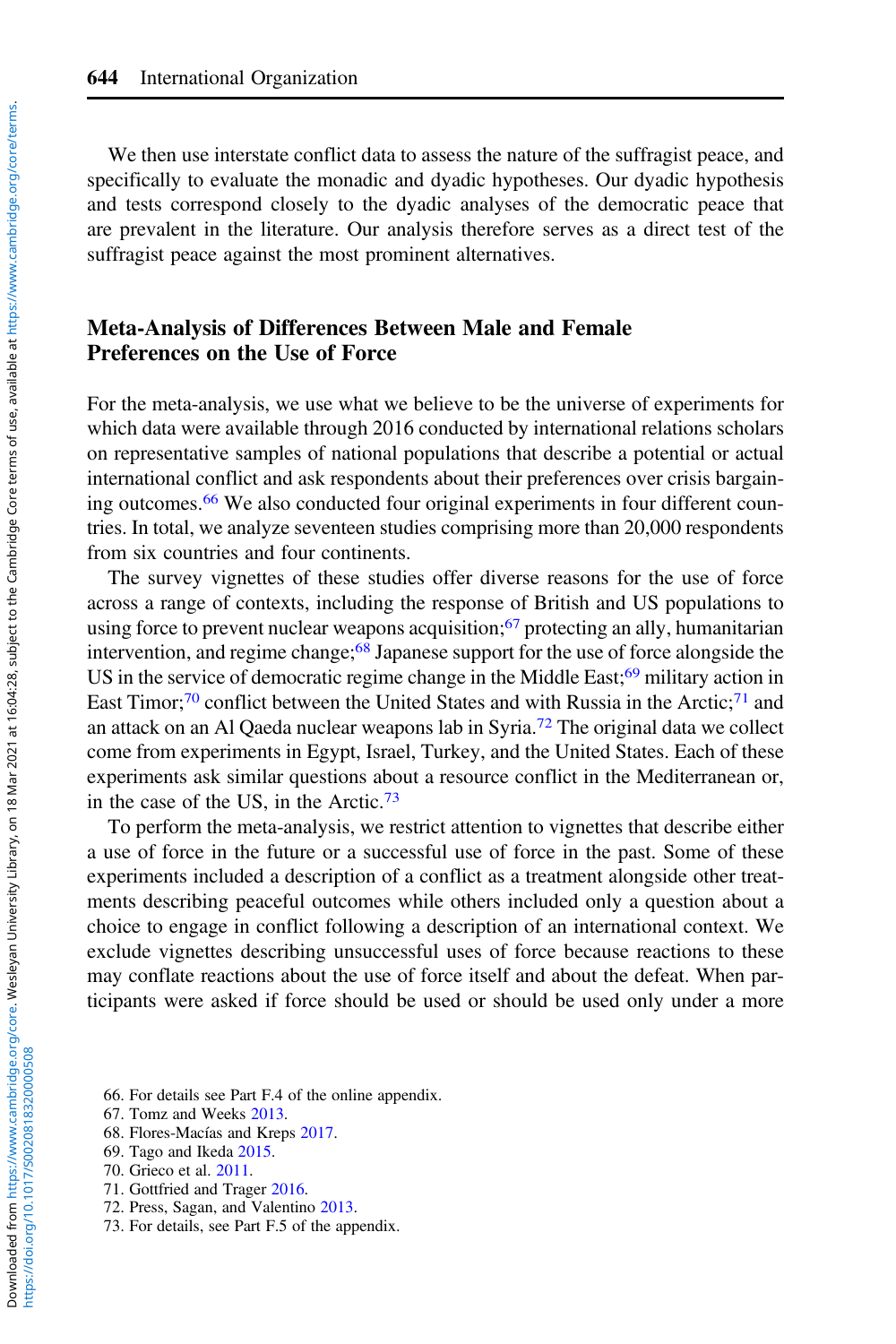We then use interstate conflict data to assess the nature of the suffragist peace, and specifically to evaluate the monadic and dyadic hypotheses. Our dyadic hypothesis and tests correspond closely to the dyadic analyses of the democratic peace that are prevalent in the literature. Our analysis therefore serves as a direct test of the suffragist peace against the most prominent alternatives.

## Meta-Analysis of Differences Between Male and Female Preferences on the Use of Force

For the meta-analysis, we use what we believe to be the universe of experiments for which data were available through 2016 conducted by international relations scholars on representative samples of national populations that describe a potential or actual international conflict and ask respondents about their preferences over crisis bargaining outcomes.[66] We also conducted four original experiments in four different countries. In total, we analyze seventeen studies comprising more than 20,000 respondents from six countries and four continents.

The survey vignettes of these studies offer diverse reasons for the use of force across a range of contexts, including the response of British and US populations to using force to prevent nuclear weapons acquisition;[67] protecting an ally, humanitarian intervention, and regime change;[68] Japanese support for the use of force alongside the US in the service of democratic regime change in the Middle East;[69] military action in East Timor;[70] conflict between the United States and with Russia in the Arctic;[71] and an attack on an Al Qaeda nuclear weapons lab in Syria.[72] The original data we collect come from experiments in Egypt, Israel, Turkey, and the United States. Each of these experiments ask similar questions about a resource conflict in the Mediterranean or, in the case of the US, in the Arctic.[73]

To perform the meta-analysis, we restrict attention to vignettes that describe either a use of force in the future or a successful use of force in the past. Some of these experiments included a description of a conflict as a treatment alongside other treatments describing peaceful outcomes while others included only a question about a choice to engage in conflict following a description of an international context. We exclude vignettes describing unsuccessful uses of force because reactions to these may conflate reactions about the use of force itself and about the defeat. When participants were asked if force should be used or should be used only under a more

66. For details see Part F.4 of the online appendix.
67. Tomz and Weeks 2013.
68. Flores-Macías and Kreps 2017.
69. Tago and Ikeda 2015.
70. Grieco et al. 2011.
71. Gottfried and Trager 2016.
72. Press, Sagan, and Valentino 2013.
73. For details, see Part F.5 of the appendix.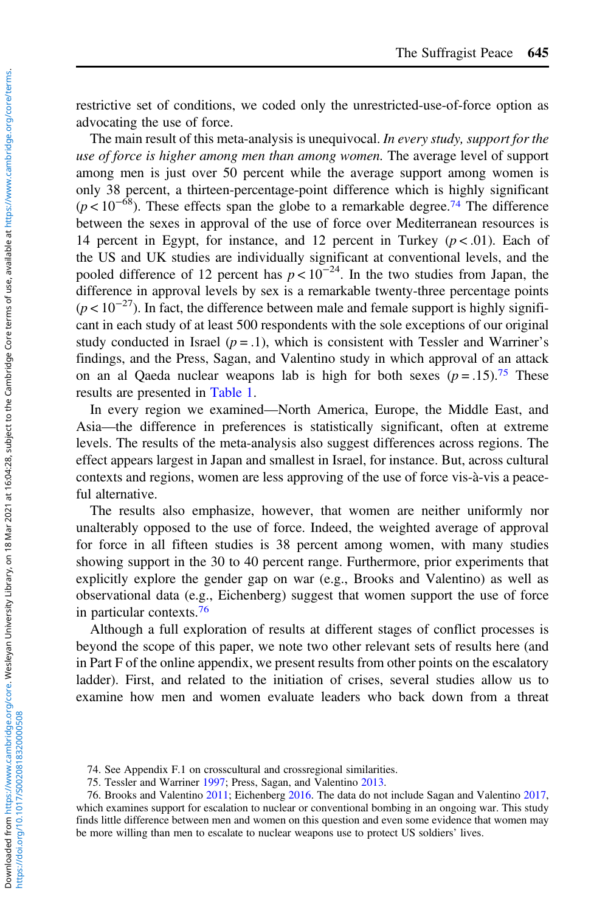restrictive set of conditions, we coded only the unrestricted-use-of-force option as advocating the use of force.

The main result of this meta-analysis is unequivocal. *In every study, support for the use of force is higher among men than among women.* The average level of support among men is just over 50 percent while the average support among women is only 38 percent, a thirteen-percentage-point difference which is highly significant ($p < 10^{-68}$). These effects span the globe to a remarkable degree.[74] The difference between the sexes in approval of the use of force over Mediterranean resources is 14 percent in Egypt, for instance, and 12 percent in Turkey ($p < .01$). Each of the US and UK studies are individually significant at conventional levels, and the pooled difference of 12 percent has $p < 10^{-24}$. In the two studies from Japan, the difference in approval levels by sex is a remarkable twenty-three percentage points ($p < 10^{-27}$). In fact, the difference between male and female support is highly significant in each study of at least 500 respondents with the sole exceptions of our original study conducted in Israel ($p = .1$), which is consistent with Tessler and Warriner's findings, and the Press, Sagan, and Valentino study in which approval of an attack on an al Qaeda nuclear weapons lab is high for both sexes ($p = .15$).[75] These results are presented in Table 1.

In every region we examined—North America, Europe, the Middle East, and Asia—the difference in preferences is statistically significant, often at extreme levels. The results of the meta-analysis also suggest differences across regions. The effect appears largest in Japan and smallest in Israel, for instance. But, across cultural contexts and regions, women are less approving of the use of force vis-à-vis a peaceful alternative.

The results also emphasize, however, that women are neither uniformly nor unalterably opposed to the use of force. Indeed, the weighted average of approval for force in all fifteen studies is 38 percent among women, with many studies showing support in the 30 to 40 percent range. Furthermore, prior experiments that explicitly explore the gender gap on war (e.g., Brooks and Valentino) as well as observational data (e.g., Eichenberg) suggest that women support the use of force in particular contexts.[76]

Although a full exploration of results at different stages of conflict processes is beyond the scope of this paper, we note two other relevant sets of results here (and in Part F of the online appendix, we present results from other points on the escalatory ladder). First, and related to the initiation of crises, several studies allow us to examine how men and women evaluate leaders who back down from a threat

74. See Appendix F.1 on crosscultural and crossregional similarities.

75. Tessler and Warriner 1997; Press, Sagan, and Valentino 2013.

76. Brooks and Valentino 2011; Eichenberg 2016. The data do not include Sagan and Valentino 2017, which examines support for escalation to nuclear or conventional bombing in an ongoing war. This study finds little difference between men and women on this question and even some evidence that women may be more willing than men to escalate to nuclear weapons use to protect US soldiers' lives.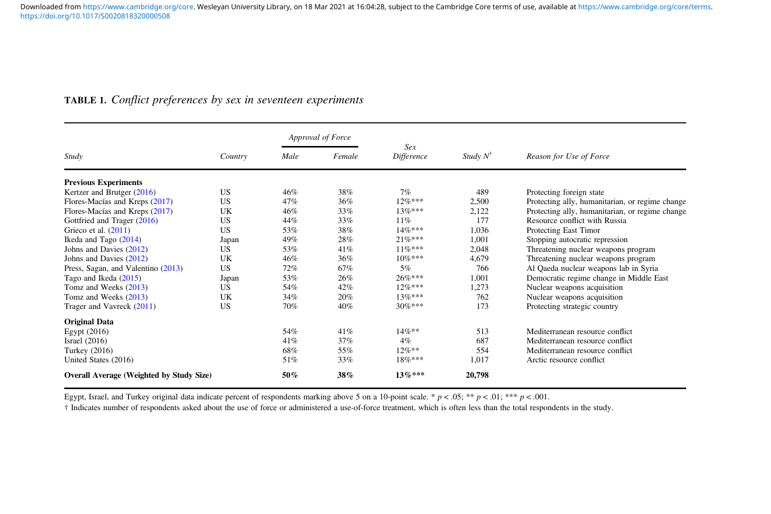**TABLE 1.** *Conflict preferences by sex in seventeen experiments*

| *Study* | *Country* | *Approval of Force* | | *Sex Difference* | *Study N*† | *Reason for Use of Force* |
|---|---|---|---|---|---|---|
| | | *Male* | *Female* | | | |
| **Previous Experiments** | | | | | | |
| Kertzer and Brutger (2016) | US | 46% | 38% | 7% | 489 | Protecting foreign state |
| Flores-Macías and Kreps (2017) | US | 47% | 36% | 12%*** | 2,500 | Protecting ally, humanitarian, or regime change |
| Flores-Macías and Kreps (2017) | UK | 46% | 33% | 13%*** | 2,122 | Protecting ally, humanitarian, or regime change |
| Gottfried and Trager (2016) | US | 44% | 33% | 11% | 177 | Resource conflict with Russia |
| Grieco et al. (2011) | US | 53% | 38% | 14%*** | 1,036 | Protecting East Timor |
| Ikeda and Tago (2014) | Japan | 49% | 28% | 21%*** | 1,001 | Stopping autocratic repression |
| Johns and Davies (2012) | US | 53% | 41% | 11%*** | 2,048 | Threatening nuclear weapons program |
| Johns and Davies (2012) | UK | 46% | 36% | 10%*** | 4,679 | Threatening nuclear weapons program |
| Press, Sagan, and Valentino (2013) | US | 72% | 67% | 5% | 766 | Al Qaeda nuclear weapons lab in Syria |
| Tago and Ikeda (2015) | Japan | 53% | 26% | 26%*** | 1,001 | Democratic regime change in Middle East |
| Tomz and Weeks (2013) | US | 54% | 42% | 12%*** | 1,273 | Nuclear weapons acquisition |
| Tomz and Weeks (2013) | UK | 34% | 20% | 13%*** | 762 | Nuclear weapons acquisition |
| Trager and Vavreck (2011) | US | 70% | 40% | 30%*** | 173 | Protecting strategic country |
| **Original Data** | | | | | | |
| Egypt (2016) | | 54% | 41% | 14%** | 513 | Mediterranean resource conflict |
| Israel (2016) | | 41% | 37% | 4% | 687 | Mediterranean resource conflict |
| Turkey (2016) | | 68% | 55% | 12%** | 554 | Mediterranean resource conflict |
| United States (2016) | | 51% | 33% | 18%*** | 1,017 | Arctic resource conflict |
| **Overall Average (Weighted by Study Size)** | | **50%** | **38%** | **13%*****| **20,798** | |

Egypt, Israel, and Turkey original data indicate percent of respondents marking above 5 on a 10-point scale. * $p < .05$; ** $p < .01$; *** $p < .001$.

† Indicates number of respondents asked about the use of force or administered a use-of-force treatment, which is often less than the total respondents in the study.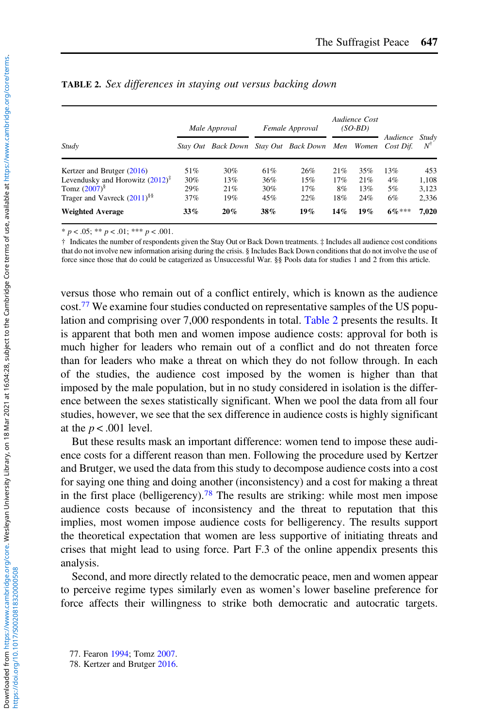**TABLE 2.** *Sex differences in staying out versus backing down*

| Study | *Male Approval* | | *Female Approval* | | *Audience Cost (SO-BD)* | | *Audience Cost Dif.* | *Study N*[†] |
|---|---|---|---|---|---|---|---|---|
| | *Stay Out* | *Back Down* | *Stay Out* | *Back Down* | *Men* | *Women* | | |
| Kertzer and Brutger (2016) | 51% | 30% | 61% | 26% | 21% | 35% | 13% | 453 |
| Levendusky and Horowitz (2012)[‡] | 30% | 13% | 36% | 15% | 17% | 21% | 4% | 1,108 |
| Tomz (2007)[§] | 29% | 21% | 30% | 17% | 8% | 13% | 5% | 3,123 |
| Trager and Vavreck (2011)[§§] | 37% | 19% | 45% | 22% | 18% | 24% | 6% | 2,336 |
| **Weighted Average** | **33%** | **20%** | **38%** | **19%** | **14%** | **19%** | **6%*****| **7,020** |

\* $p < .05$; ** $p < .01$; *** $p < .001$.

† Indicates the number of respondents given the Stay Out or Back Down treatments. ‡ Includes all audience cost conditions that do not involve new information arising during the crisis. § Includes Back Down conditions that do not involve the use of force since those that do could be catagerized as Unsuccessful War. §§ Pools data for studies 1 and 2 from this article.

versus those who remain out of a conflict entirely, which is known as the audience cost.[77] We examine four studies conducted on representative samples of the US population and comprising over 7,000 respondents in total. Table 2 presents the results. It is apparent that both men and women impose audience costs: approval for both is much higher for leaders who remain out of a conflict and do not threaten force than for leaders who make a threat on which they do not follow through. In each of the studies, the audience cost imposed by the women is higher than that imposed by the male population, but in no study considered in isolation is the difference between the sexes statistically significant. When we pool the data from all four studies, however, we see that the sex difference in audience costs is highly significant at the $p < .001$ level.

But these results mask an important difference: women tend to impose these audience costs for a different reason than men. Following the procedure used by Kertzer and Brutger, we used the data from this study to decompose audience costs into a cost for saying one thing and doing another (inconsistency) and a cost for making a threat in the first place (belligerency).[78] The results are striking: while most men impose audience costs because of inconsistency and the threat to reputation that this implies, most women impose audience costs for belligerency. The results support the theoretical expectation that women are less supportive of initiating threats and crises that might lead to using force. Part F.3 of the online appendix presents this analysis.

Second, and more directly related to the democratic peace, men and women appear to perceive regime types similarly even as women's lower baseline preference for force affects their willingness to strike both democratic and autocratic targets.

77. Fearon 1994; Tomz 2007.

78. Kertzer and Brutger 2016.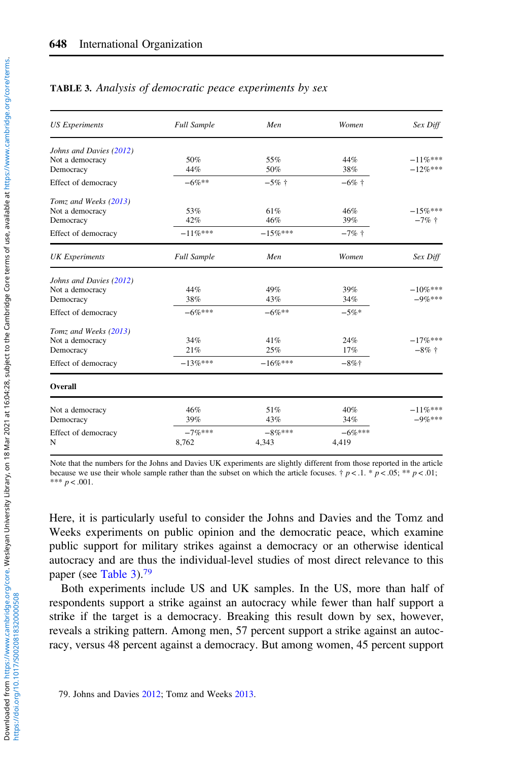**TABLE 3.** *Analysis of democratic peace experiments by sex*

| *US Experiments* | *Full Sample* | *Men* | *Women* | *Sex Diff* |
|---|---|---|---|---|
| *Johns and Davies (2012)* | | | | |
| Not a democracy | 50% | 55% | 44% | −11%*** |
| Democracy | 44% | 50% | 38% | −12%*** |
| Effect of democracy | −6%** | −5% † | −6% † | |
| *Tomz and Weeks (2013)* | | | | |
| Not a democracy | 53% | 61% | 46% | −15%*** |
| Democracy | 42% | 46% | 39% | −7% † |
| Effect of democracy | −11%*** | −15%*** | −7% † | |
| *UK Experiments* | *Full Sample* | *Men* | *Women* | *Sex Diff* |
| *Johns and Davies (2012)* | | | | |
| Not a democracy | 44% | 49% | 39% | −10%*** |
| Democracy | 38% | 43% | 34% | −9%*** |
| Effect of democracy | −6%*** | −6%** | −5%* | |
| *Tomz and Weeks (2013)* | | | | |
| Not a democracy | 34% | 41% | 24% | −17%*** |
| Democracy | 21% | 25% | 17% | −8% † |
| Effect of democracy | −13%*** | −16%*** | −8%† | |
| **Overall** | | | | |
| Not a democracy | 46% | 51% | 40% | −11%*** |
| Democracy | 39% | 43% | 34% | −9%*** |
| Effect of democracy | −7%*** | −8%*** | −6%*** | |
| N | 8,762 | 4,343 | 4,419 | |

Note that the numbers for the Johns and Davies UK experiments are slightly different from those reported in the article because we use their whole sample rather than the subset on which the article focuses. † $p < .1$. * $p < .05$; ** $p < .01$; *** $p < .001$.

Here, it is particularly useful to consider the Johns and Davies and the Tomz and Weeks experiments on public opinion and the democratic peace, which examine public support for military strikes against a democracy or an otherwise identical autocracy and are thus the individual-level studies of most direct relevance to this paper (see Table 3).[79]

Both experiments include US and UK samples. In the US, more than half of respondents support a strike against an autocracy while fewer than half support a strike if the target is a democracy. Breaking this result down by sex, however, reveals a striking pattern. Among men, 57 percent support a strike against an autocracy, versus 48 percent against a democracy. But among women, 45 percent support

79. Johns and Davies 2012; Tomz and Weeks 2013.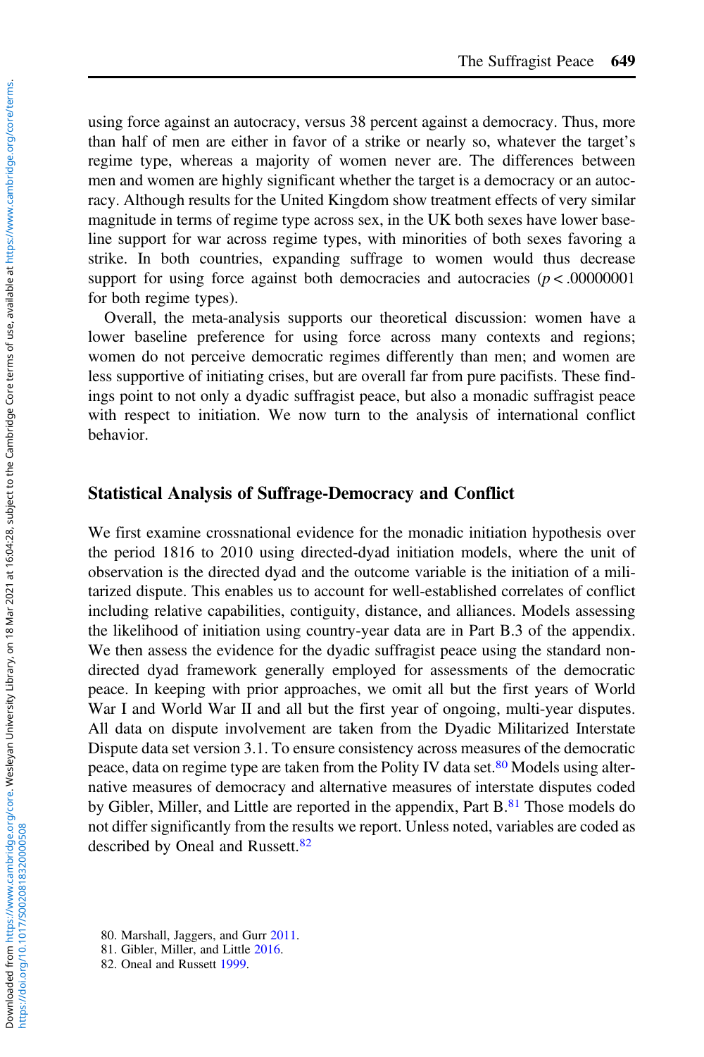using force against an autocracy, versus 38 percent against a democracy. Thus, more than half of men are either in favor of a strike or nearly so, whatever the target's regime type, whereas a majority of women never are. The differences between men and women are highly significant whether the target is a democracy or an autocracy. Although results for the United Kingdom show treatment effects of very similar magnitude in terms of regime type across sex, in the UK both sexes have lower baseline support for war across regime types, with minorities of both sexes favoring a strike. In both countries, expanding suffrage to women would thus decrease support for using force against both democracies and autocracies ($p < .00000001$ for both regime types).

Overall, the meta-analysis supports our theoretical discussion: women have a lower baseline preference for using force across many contexts and regions; women do not perceive democratic regimes differently than men; and women are less supportive of initiating crises, but are overall far from pure pacifists. These findings point to not only a dyadic suffragist peace, but also a monadic suffragist peace with respect to initiation. We now turn to the analysis of international conflict behavior.

## Statistical Analysis of Suffrage-Democracy and Conflict

We first examine crossnational evidence for the monadic initiation hypothesis over the period 1816 to 2010 using directed-dyad initiation models, where the unit of observation is the directed dyad and the outcome variable is the initiation of a militarized dispute. This enables us to account for well-established correlates of conflict including relative capabilities, contiguity, distance, and alliances. Models assessing the likelihood of initiation using country-year data are in Part B.3 of the appendix. We then assess the evidence for the dyadic suffragist peace using the standard nondirected dyad framework generally employed for assessments of the democratic peace. In keeping with prior approaches, we omit all but the first years of World War I and World War II and all but the first year of ongoing, multi-year disputes. All data on dispute involvement are taken from the Dyadic Militarized Interstate Dispute data set version 3.1. To ensure consistency across measures of the democratic peace, data on regime type are taken from the Polity IV data set.[80] Models using alternative measures of democracy and alternative measures of interstate disputes coded by Gibler, Miller, and Little are reported in the appendix, Part B.[81] Those models do not differ significantly from the results we report. Unless noted, variables are coded as described by Oneal and Russett.[82]

80. Marshall, Jaggers, and Gurr 2011.

81. Gibler, Miller, and Little 2016.

82. Oneal and Russett 1999.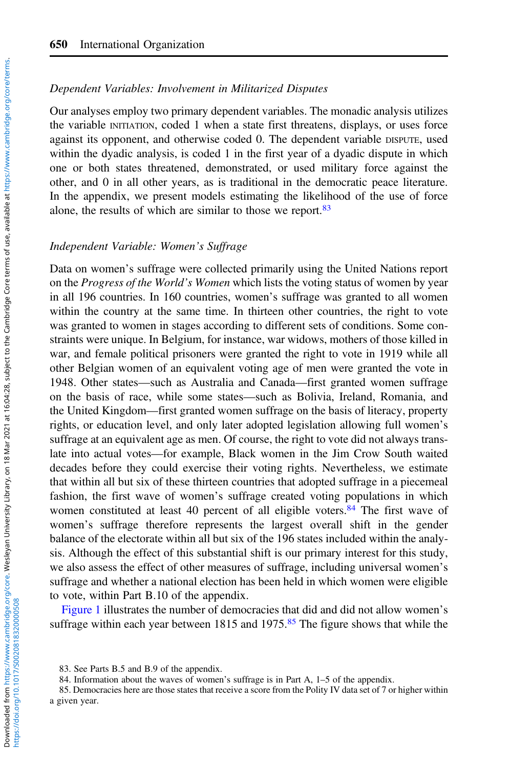*Dependent Variables: Involvement in Militarized Disputes*

Our analyses employ two primary dependent variables. The monadic analysis utilizes the variable INITIATION, coded 1 when a state first threatens, displays, or uses force against its opponent, and otherwise coded 0. The dependent variable DISPUTE, used within the dyadic analysis, is coded 1 in the first year of a dyadic dispute in which one or both states threatened, demonstrated, or used military force against the other, and 0 in all other years, as is traditional in the democratic peace literature. In the appendix, we present models estimating the likelihood of the use of force alone, the results of which are similar to those we report.[83]

*Independent Variable: Women's Suffrage*

Data on women's suffrage were collected primarily using the United Nations report on the *Progress of the World's Women* which lists the voting status of women by year in all 196 countries. In 160 countries, women's suffrage was granted to all women within the country at the same time. In thirteen other countries, the right to vote was granted to women in stages according to different sets of conditions. Some constraints were unique. In Belgium, for instance, war widows, mothers of those killed in war, and female political prisoners were granted the right to vote in 1919 while all other Belgian women of an equivalent voting age of men were granted the vote in 1948. Other states—such as Australia and Canada—first granted women suffrage on the basis of race, while some states—such as Bolivia, Ireland, Romania, and the United Kingdom—first granted women suffrage on the basis of literacy, property rights, or education level, and only later adopted legislation allowing full women's suffrage at an equivalent age as men. Of course, the right to vote did not always translate into actual votes—for example, Black women in the Jim Crow South waited decades before they could exercise their voting rights. Nevertheless, we estimate that within all but six of these thirteen countries that adopted suffrage in a piecemeal fashion, the first wave of women's suffrage created voting populations in which women constituted at least 40 percent of all eligible voters.[84] The first wave of women's suffrage therefore represents the largest overall shift in the gender balance of the electorate within all but six of the 196 states included within the analysis. Although the effect of this substantial shift is our primary interest for this study, we also assess the effect of other measures of suffrage, including universal women's suffrage and whether a national election has been held in which women were eligible to vote, within Part B.10 of the appendix.

Figure 1 illustrates the number of democracies that did and did not allow women's suffrage within each year between 1815 and 1975.[85] The figure shows that while the

83. See Parts B.5 and B.9 of the appendix.

84. Information about the waves of women's suffrage is in Part A, 1–5 of the appendix.

85. Democracies here are those states that receive a score from the Polity IV data set of 7 or higher within a given year.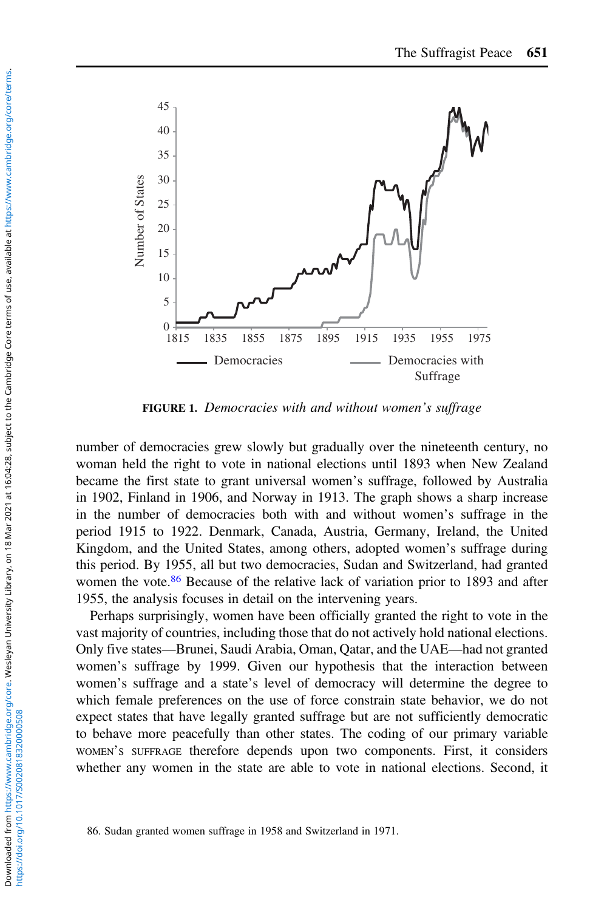**FIGURE 1.** *Democracies with and without women's suffrage*

number of democracies grew slowly but gradually over the nineteenth century, no woman held the right to vote in national elections until 1893 when New Zealand became the first state to grant universal women's suffrage, followed by Australia in 1902, Finland in 1906, and Norway in 1913. The graph shows a sharp increase in the number of democracies both with and without women's suffrage in the period 1915 to 1922. Denmark, Canada, Austria, Germany, Ireland, the United Kingdom, and the United States, among others, adopted women's suffrage during this period. By 1955, all but two democracies, Sudan and Switzerland, had granted women the vote.[86] Because of the relative lack of variation prior to 1893 and after 1955, the analysis focuses in detail on the intervening years.

Perhaps surprisingly, women have been officially granted the right to vote in the vast majority of countries, including those that do not actively hold national elections. Only five states—Brunei, Saudi Arabia, Oman, Qatar, and the UAE—had not granted women's suffrage by 1999. Given our hypothesis that the interaction between women's suffrage and a state's level of democracy will determine the degree to which female preferences on the use of force constrain state behavior, we do not expect states that have legally granted suffrage but are not sufficiently democratic to behave more peacefully than other states. The coding of our primary variable WOMEN'S SUFFRAGE therefore depends upon two components. First, it considers whether any women in the state are able to vote in national elections. Second, it

86. Sudan granted women suffrage in 1958 and Switzerland in 1971.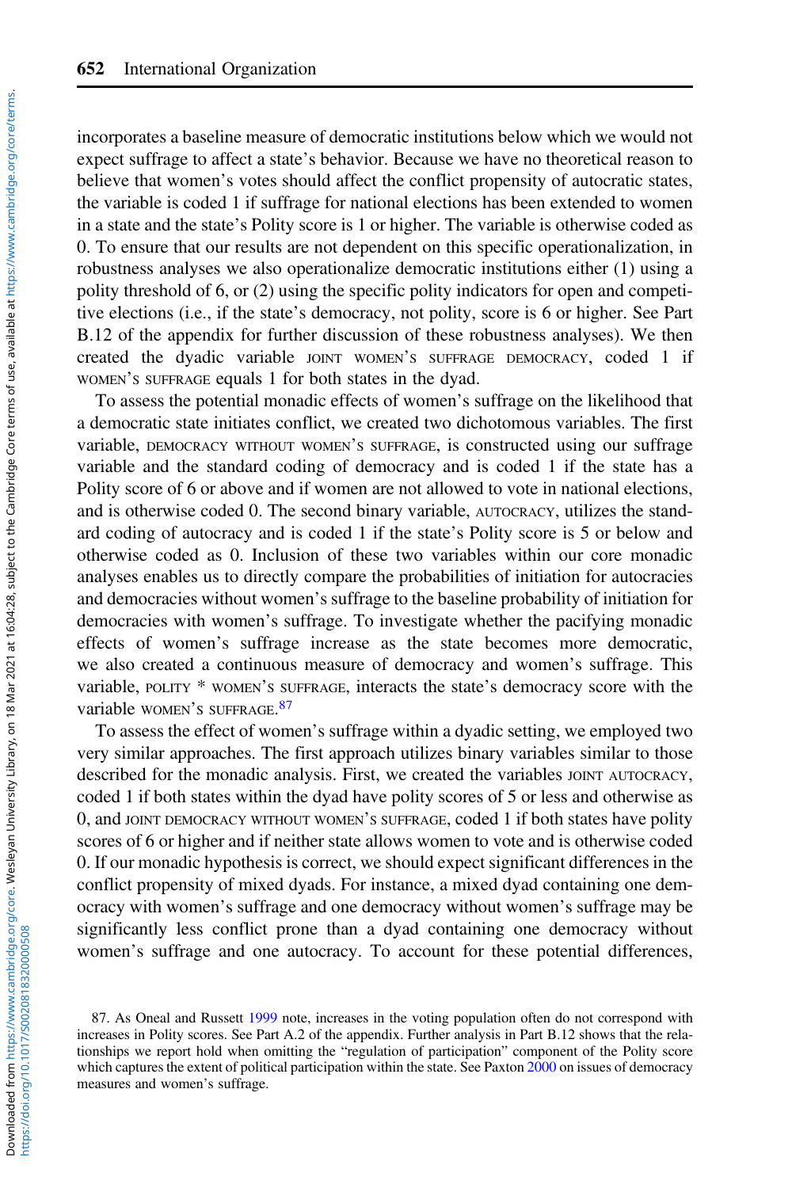incorporates a baseline measure of democratic institutions below which we would not expect suffrage to affect a state's behavior. Because we have no theoretical reason to believe that women's votes should affect the conflict propensity of autocratic states, the variable is coded 1 if suffrage for national elections has been extended to women in a state and the state's Polity score is 1 or higher. The variable is otherwise coded as 0. To ensure that our results are not dependent on this specific operationalization, in robustness analyses we also operationalize democratic institutions either (1) using a polity threshold of 6, or (2) using the specific polity indicators for open and competitive elections (i.e., if the state's democracy, not polity, score is 6 or higher. See Part B.12 of the appendix for further discussion of these robustness analyses). We then created the dyadic variable JOINT WOMEN'S SUFFRAGE DEMOCRACY, coded 1 if WOMEN'S SUFFRAGE equals 1 for both states in the dyad.

To assess the potential monadic effects of women's suffrage on the likelihood that a democratic state initiates conflict, we created two dichotomous variables. The first variable, DEMOCRACY WITHOUT WOMEN'S SUFFRAGE, is constructed using our suffrage variable and the standard coding of democracy and is coded 1 if the state has a Polity score of 6 or above and if women are not allowed to vote in national elections, and is otherwise coded 0. The second binary variable, AUTOCRACY, utilizes the standard coding of autocracy and is coded 1 if the state's Polity score is 5 or below and otherwise coded as 0. Inclusion of these two variables within our core monadic analyses enables us to directly compare the probabilities of initiation for autocracies and democracies without women's suffrage to the baseline probability of initiation for democracies with women's suffrage. To investigate whether the pacifying monadic effects of women's suffrage increase as the state becomes more democratic, we also created a continuous measure of democracy and women's suffrage. This variable, POLITY * WOMEN'S SUFFRAGE, interacts the state's democracy score with the variable WOMEN'S SUFFRAGE.[87]

To assess the effect of women's suffrage within a dyadic setting, we employed two very similar approaches. The first approach utilizes binary variables similar to those described for the monadic analysis. First, we created the variables JOINT AUTOCRACY, coded 1 if both states within the dyad have polity scores of 5 or less and otherwise as 0, and JOINT DEMOCRACY WITHOUT WOMEN'S SUFFRAGE, coded 1 if both states have polity scores of 6 or higher and if neither state allows women to vote and is otherwise coded 0. If our monadic hypothesis is correct, we should expect significant differences in the conflict propensity of mixed dyads. For instance, a mixed dyad containing one democracy with women's suffrage and one democracy without women's suffrage may be significantly less conflict prone than a dyad containing one democracy without women's suffrage and one autocracy. To account for these potential differences,

87. As Oneal and Russett 1999 note, increases in the voting population often do not correspond with increases in Polity scores. See Part A.2 of the appendix. Further analysis in Part B.12 shows that the relationships we report hold when omitting the "regulation of participation" component of the Polity score which captures the extent of political participation within the state. See Paxton 2000 on issues of democracy measures and women's suffrage.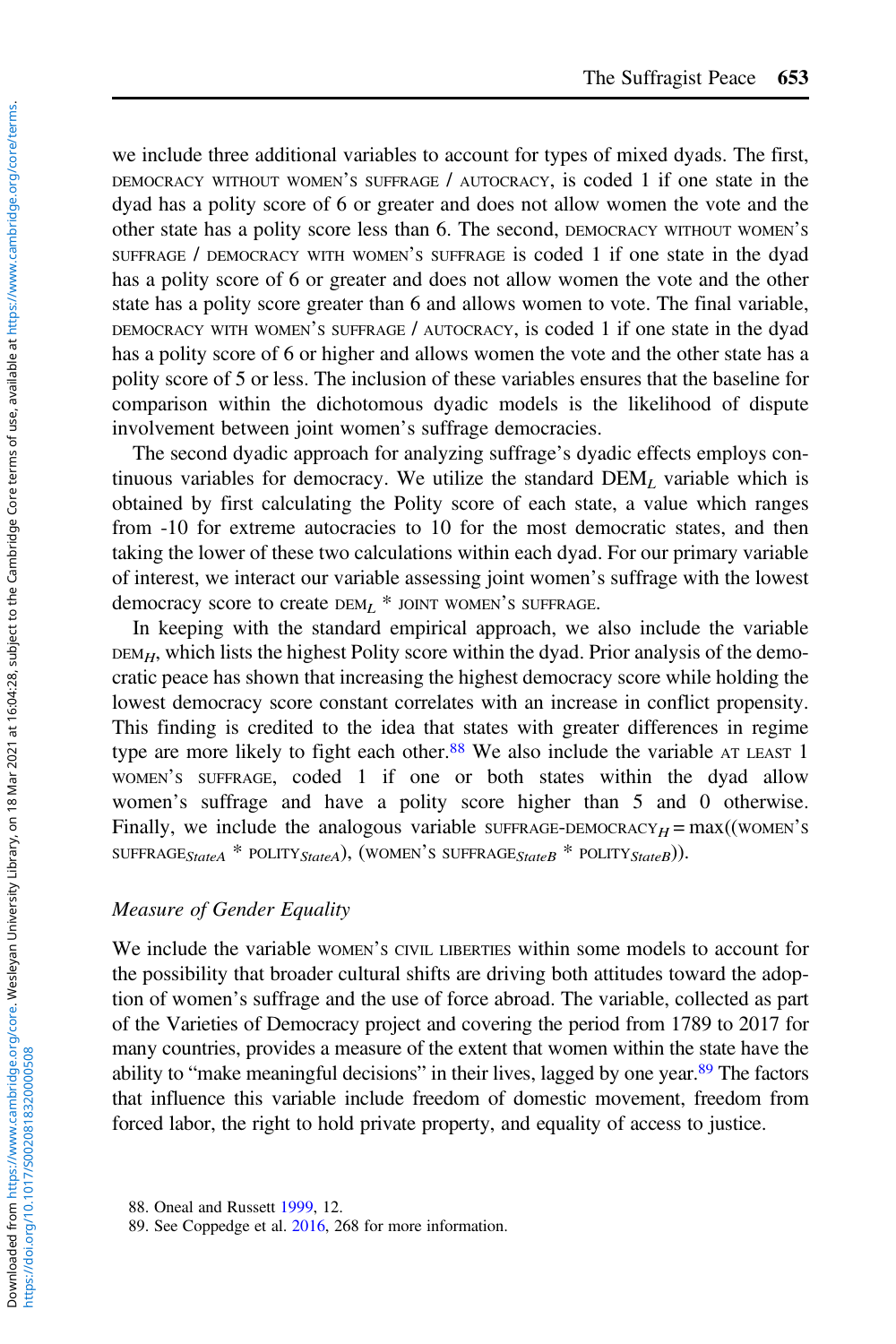we include three additional variables to account for types of mixed dyads. The first, DEMOCRACY WITHOUT WOMEN'S SUFFRAGE / AUTOCRACY, is coded 1 if one state in the dyad has a polity score of 6 or greater and does not allow women the vote and the other state has a polity score less than 6. The second, DEMOCRACY WITHOUT WOMEN'S SUFFRAGE / DEMOCRACY WITH WOMEN'S SUFFRAGE is coded 1 if one state in the dyad has a polity score of 6 or greater and does not allow women the vote and the other state has a polity score greater than 6 and allows women to vote. The final variable, DEMOCRACY WITH WOMEN'S SUFFRAGE / AUTOCRACY, is coded 1 if one state in the dyad has a polity score of 6 or higher and allows women the vote and the other state has a polity score of 5 or less. The inclusion of these variables ensures that the baseline for comparison within the dichotomous dyadic models is the likelihood of dispute involvement between joint women's suffrage democracies.

The second dyadic approach for analyzing suffrage's dyadic effects employs continuous variables for democracy. We utilize the standard $\text{DEM}_L$ variable which is obtained by first calculating the Polity score of each state, a value which ranges from -10 for extreme autocracies to 10 for the most democratic states, and then taking the lower of these two calculations within each dyad. For our primary variable of interest, we interact our variable assessing joint women's suffrage with the lowest democracy score to create $\text{DEM}_L$ * JOINT WOMEN'S SUFFRAGE.

In keeping with the standard empirical approach, we also include the variable $\text{DEM}_H$, which lists the highest Polity score within the dyad. Prior analysis of the democratic peace has shown that increasing the highest democracy score while holding the lowest democracy score constant correlates with an increase in conflict propensity. This finding is credited to the idea that states with greater differences in regime type are more likely to fight each other.[88] We also include the variable AT LEAST 1 WOMEN'S SUFFRAGE, coded 1 if one or both states within the dyad allow women's suffrage and have a polity score higher than 5 and 0 otherwise. Finally, we include the analogous variable $\text{SUFFRAGE-DEMOCRACY}_H = \max((\text{WOMEN'S SUFFRAGE}_{StateA} * \text{POLITY}_{StateA}), (\text{WOMEN'S SUFFRAGE}_{StateB} * \text{POLITY}_{StateB}))$.

### *Measure of Gender Equality*

We include the variable WOMEN'S CIVIL LIBERTIES within some models to account for the possibility that broader cultural shifts are driving both attitudes toward the adoption of women's suffrage and the use of force abroad. The variable, collected as part of the Varieties of Democracy project and covering the period from 1789 to 2017 for many countries, provides a measure of the extent that women within the state have the ability to "make meaningful decisions" in their lives, lagged by one year.[89] The factors that influence this variable include freedom of domestic movement, freedom from forced labor, the right to hold private property, and equality of access to justice.

88. Oneal and Russett 1999, 12.

89. See Coppedge et al. 2016, 268 for more information.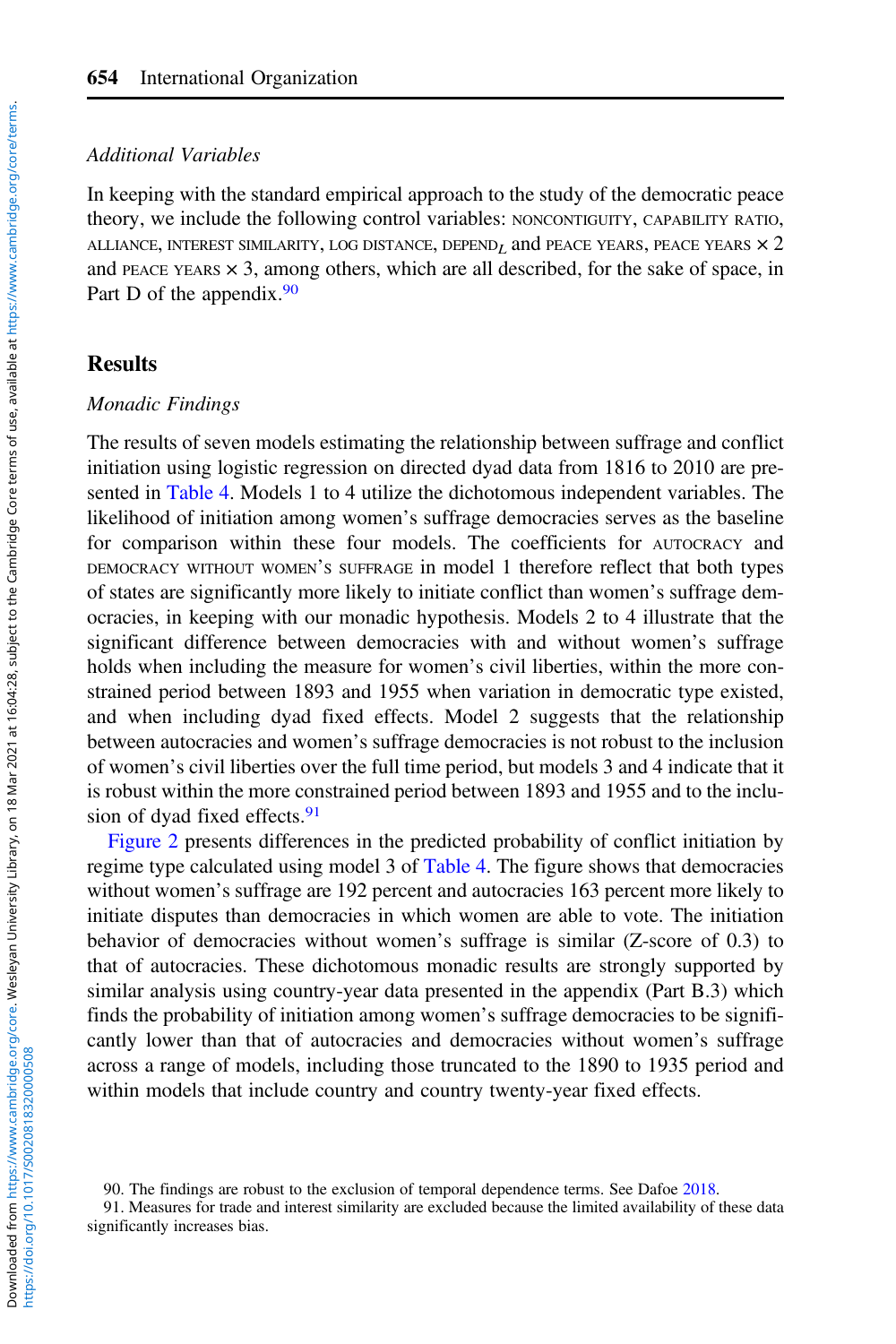### Additional Variables

In keeping with the standard empirical approach to the study of the democratic peace theory, we include the following control variables: NONCONTIGUITY, CAPABILITY RATIO, ALLIANCE, INTEREST SIMILARITY, LOG DISTANCE, DEPEND$_L$ and PEACE YEARS, PEACE YEARS × 2 and PEACE YEARS × 3, among others, which are all described, for the sake of space, in Part D of the appendix.[90]

## Results

### Monadic Findings

The results of seven models estimating the relationship between suffrage and conflict initiation using logistic regression on directed dyad data from 1816 to 2010 are presented in Table 4. Models 1 to 4 utilize the dichotomous independent variables. The likelihood of initiation among women's suffrage democracies serves as the baseline for comparison within these four models. The coefficients for AUTOCRACY and DEMOCRACY WITHOUT WOMEN'S SUFFRAGE in model 1 therefore reflect that both types of states are significantly more likely to initiate conflict than women's suffrage democracies, in keeping with our monadic hypothesis. Models 2 to 4 illustrate that the significant difference between democracies with and without women's suffrage holds when including the measure for women's civil liberties, within the more constrained period between 1893 and 1955 when variation in democratic type existed, and when including dyad fixed effects. Model 2 suggests that the relationship between autocracies and women's suffrage democracies is not robust to the inclusion of women's civil liberties over the full time period, but models 3 and 4 indicate that it is robust within the more constrained period between 1893 and 1955 and to the inclusion of dyad fixed effects.[91]

Figure 2 presents differences in the predicted probability of conflict initiation by regime type calculated using model 3 of Table 4. The figure shows that democracies without women's suffrage are 192 percent and autocracies 163 percent more likely to initiate disputes than democracies in which women are able to vote. The initiation behavior of democracies without women's suffrage is similar (Z-score of 0.3) to that of autocracies. These dichotomous monadic results are strongly supported by similar analysis using country-year data presented in the appendix (Part B.3) which finds the probability of initiation among women's suffrage democracies to be significantly lower than that of autocracies and democracies without women's suffrage across a range of models, including those truncated to the 1890 to 1935 period and within models that include country and country twenty-year fixed effects.

90. The findings are robust to the exclusion of temporal dependence terms. See Dafoe 2018.

91. Measures for trade and interest similarity are excluded because the limited availability of these data significantly increases bias.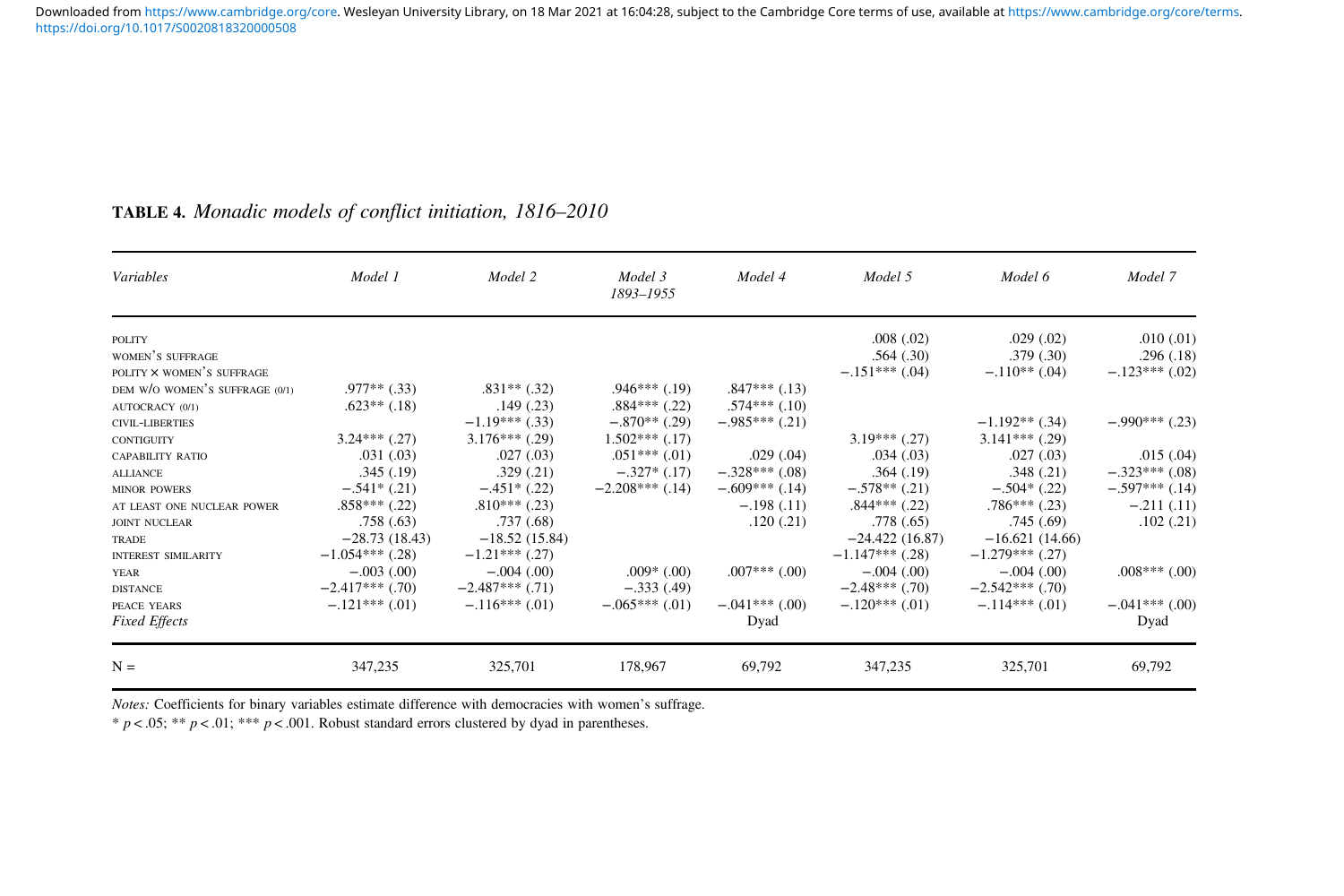**TABLE 4.** *Monadic models of conflict initiation, 1816–2010*

| *Variables* | *Model 1* | *Model 2* | *Model 3 1893–1955* | *Model 4* | *Model 5* | *Model 6* | *Model 7* |
|---|---|---|---|---|---|---|---|
| POLITY | | | | | .008 (.02) | .029 (.02) | .010 (.01) |
| WOMEN'S SUFFRAGE | | | | | .564 (.30) | .379 (.30) | .296 (.18) |
| POLITY × WOMEN'S SUFFRAGE | | | | | −.151*** (.04) | −.110** (.04) | −.123*** (.02) |
| DEM W/O WOMEN'S SUFFRAGE (0/1) | .977** (.33) | .831** (.32) | .946*** (.19) | .847*** (.13) | | | |
| AUTOCRACY (0/1) | .623** (.18) | .149 (.23) | .884*** (.22) | .574*** (.10) | | | |
| CIVIL-LIBERTIES | | −1.19*** (.33) | −.870** (.29) | −.985*** (.21) | | −1.192** (.34) | −.990*** (.23) |
| CONTIGUITY | 3.24*** (.27) | 3.176*** (.29) | 1.502*** (.17) | | 3.19*** (.27) | 3.141*** (.29) | |
| CAPABILITY RATIO | .031 (.03) | .027 (.03) | .051*** (.01) | .029 (.04) | .034 (.03) | .027 (.03) | .015 (.04) |
| ALLIANCE | .345 (.19) | .329 (.21) | −.327* (.17) | −.328*** (.08) | .364 (.19) | .348 (.21) | −.323*** (.08) |
| MINOR POWERS | −.541* (.21) | −.451* (.22) | −2.208*** (.14) | −.609*** (.14) | −.578** (.21) | −.504* (.22) | −.597*** (.14) |
| AT LEAST ONE NUCLEAR POWER | .858*** (.22) | .810*** (.23) | | −.198 (.11) | .844*** (.22) | .786*** (.23) | −.211 (.11) |
| JOINT NUCLEAR | .758 (.63) | .737 (.68) | | .120 (.21) | .778 (.65) | .745 (.69) | .102 (.21) |
| TRADE | −28.73 (18.43) | −18.52 (15.84) | | | −24.422 (16.87) | −16.621 (14.66) | |
| INTEREST SIMILARITY | −1.054*** (.28) | −1.21*** (.27) | | | −1.147*** (.28) | −1.279*** (.27) | |
| YEAR | −.003 (.00) | −.004 (.00) | .009* (.00) | .007*** (.00) | −.004 (.00) | −.004 (.00) | .008*** (.00) |
| DISTANCE | −2.417*** (.70) | −2.487*** (.71) | −.333 (.49) | | −2.48*** (.70) | −2.542*** (.70) | |
| PEACE YEARS | −.121*** (.01) | −.116*** (.01) | −.065*** (.01) | −.041*** (.00) | −.120*** (.01) | −.114*** (.01) | −.041*** (.00) |
| *Fixed Effects* | | | | Dyad | | | Dyad |
| N = | 347,235 | 325,701 | 178,967 | 69,792 | 347,235 | 325,701 | 69,792 |

*Notes:* Coefficients for binary variables estimate difference with democracies with women's suffrage.
* $p < .05$; ** $p < .01$; *** $p < .001$. Robust standard errors clustered by dyad in parentheses.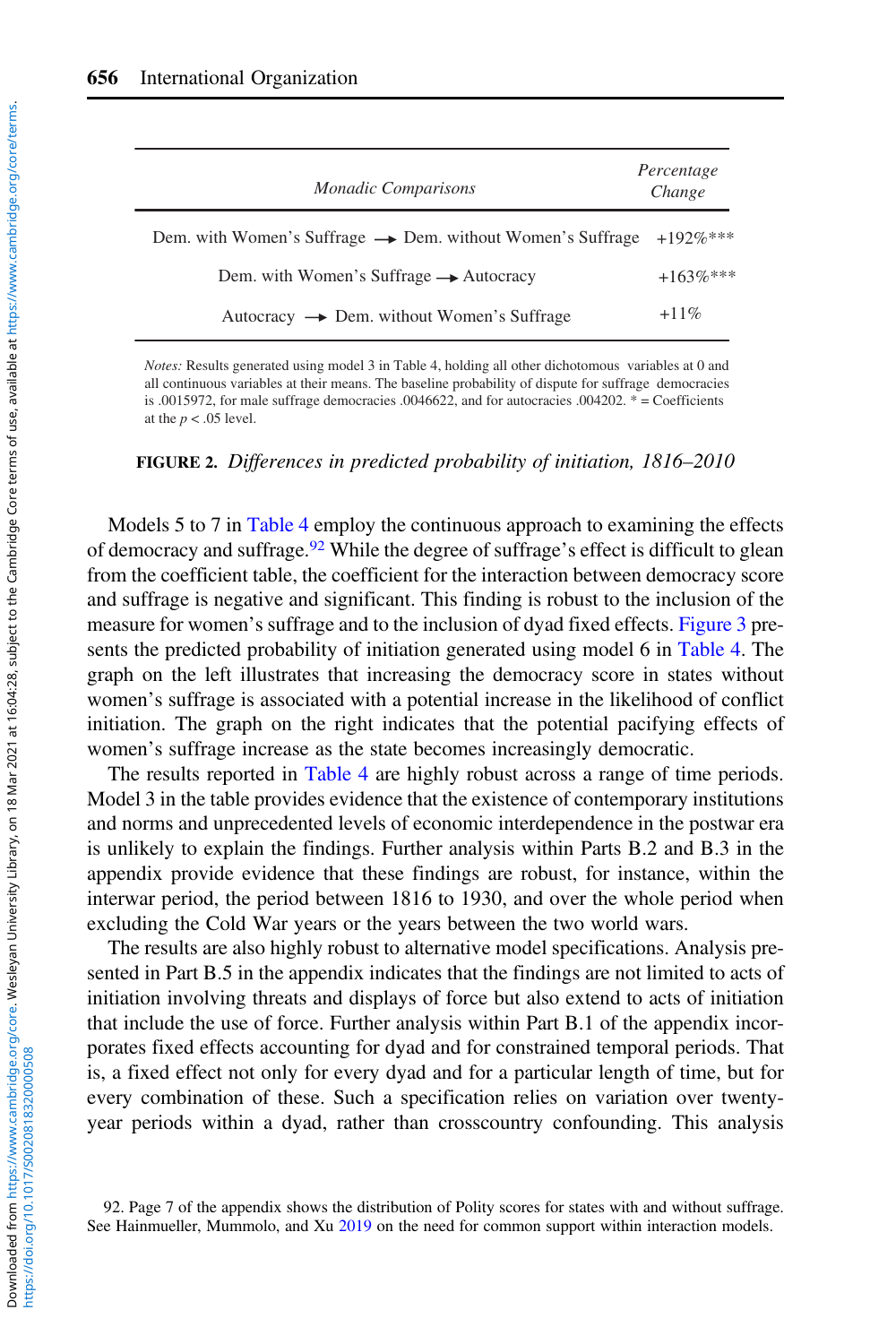| *Monadic Comparisons* | *Percentage Change* |
|---|---|
| Dem. with Women's Suffrage → Dem. without Women's Suffrage | +192%*** |
| Dem. with Women's Suffrage → Autocracy | +163%*** |
| Autocracy → Dem. without Women's Suffrage | +11% |

*Notes:* Results generated using model 3 in Table 4, holding all other dichotomous variables at 0 and all continuous variables at their means. The baseline probability of dispute for suffrage democracies is .0015972, for male suffrage democracies .0046622, and for autocracies .004202. * = Coefficients at the $p < .05$ level.

**FIGURE 2.** *Differences in predicted probability of initiation, 1816–2010*

Models 5 to 7 in Table 4 employ the continuous approach to examining the effects of democracy and suffrage.[92] While the degree of suffrage's effect is difficult to glean from the coefficient table, the coefficient for the interaction between democracy score and suffrage is negative and significant. This finding is robust to the inclusion of the measure for women's suffrage and to the inclusion of dyad fixed effects. Figure 3 presents the predicted probability of initiation generated using model 6 in Table 4. The graph on the left illustrates that increasing the democracy score in states without women's suffrage is associated with a potential increase in the likelihood of conflict initiation. The graph on the right indicates that the potential pacifying effects of women's suffrage increase as the state becomes increasingly democratic.

The results reported in Table 4 are highly robust across a range of time periods. Model 3 in the table provides evidence that the existence of contemporary institutions and norms and unprecedented levels of economic interdependence in the postwar era is unlikely to explain the findings. Further analysis within Parts B.2 and B.3 in the appendix provide evidence that these findings are robust, for instance, within the interwar period, the period between 1816 to 1930, and over the whole period when excluding the Cold War years or the years between the two world wars.

The results are also highly robust to alternative model specifications. Analysis presented in Part B.5 in the appendix indicates that the findings are not limited to acts of initiation involving threats and displays of force but also extend to acts of initiation that include the use of force. Further analysis within Part B.1 of the appendix incorporates fixed effects accounting for dyad and for constrained temporal periods. That is, a fixed effect not only for every dyad and for a particular length of time, but for every combination of these. Such a specification relies on variation over twenty-year periods within a dyad, rather than crosscountry confounding. This analysis

92. Page 7 of the appendix shows the distribution of Polity scores for states with and without suffrage. See Hainmueller, Mummolo, and Xu 2019 on the need for common support within interaction models.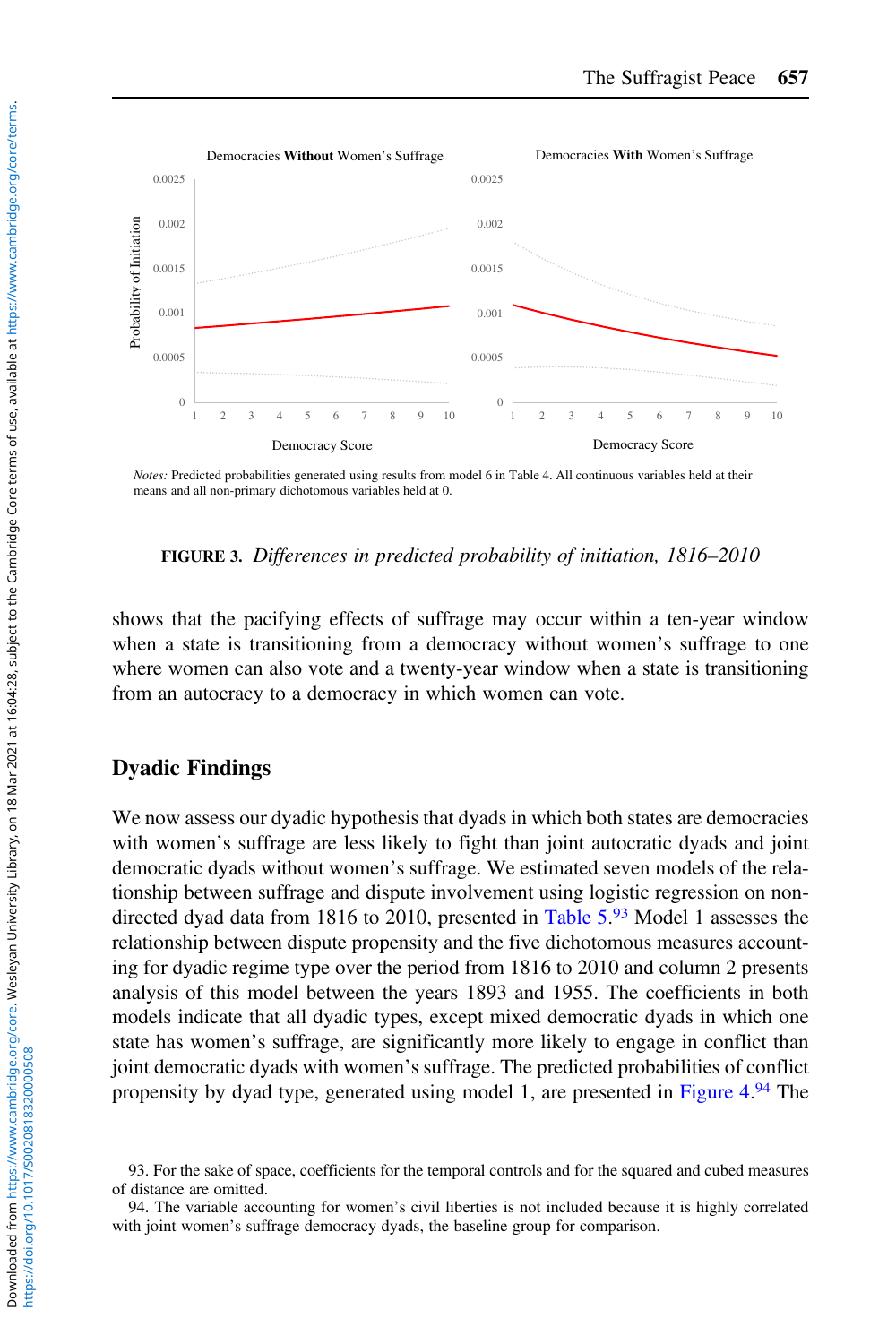Notes: Predicted probabilities generated using results from model 6 in Table 4. All continuous variables held at their means and all non-primary dichotomous variables held at 0.

**FIGURE 3.** *Differences in predicted probability of initiation, 1816–2010*

shows that the pacifying effects of suffrage may occur within a ten-year window when a state is transitioning from a democracy without women's suffrage to one where women can also vote and a twenty-year window when a state is transitioning from an autocracy to a democracy in which women can vote.

## Dyadic Findings

We now assess our dyadic hypothesis that dyads in which both states are democracies with women's suffrage are less likely to fight than joint autocratic dyads and joint democratic dyads without women's suffrage. We estimated seven models of the relationship between suffrage and dispute involvement using logistic regression on non-directed dyad data from 1816 to 2010, presented in Table 5.[93] Model 1 assesses the relationship between dispute propensity and the five dichotomous measures accounting for dyadic regime type over the period from 1816 to 2010 and column 2 presents analysis of this model between the years 1893 and 1955. The coefficients in both models indicate that all dyadic types, except mixed democratic dyads in which one state has women's suffrage, are significantly more likely to engage in conflict than joint democratic dyads with women's suffrage. The predicted probabilities of conflict propensity by dyad type, generated using model 1, are presented in Figure 4.[94] The

93. For the sake of space, coefficients for the temporal controls and for the squared and cubed measures of distance are omitted.

94. The variable accounting for women's civil liberties is not included because it is highly correlated with joint women's suffrage democracy dyads, the baseline group for comparison.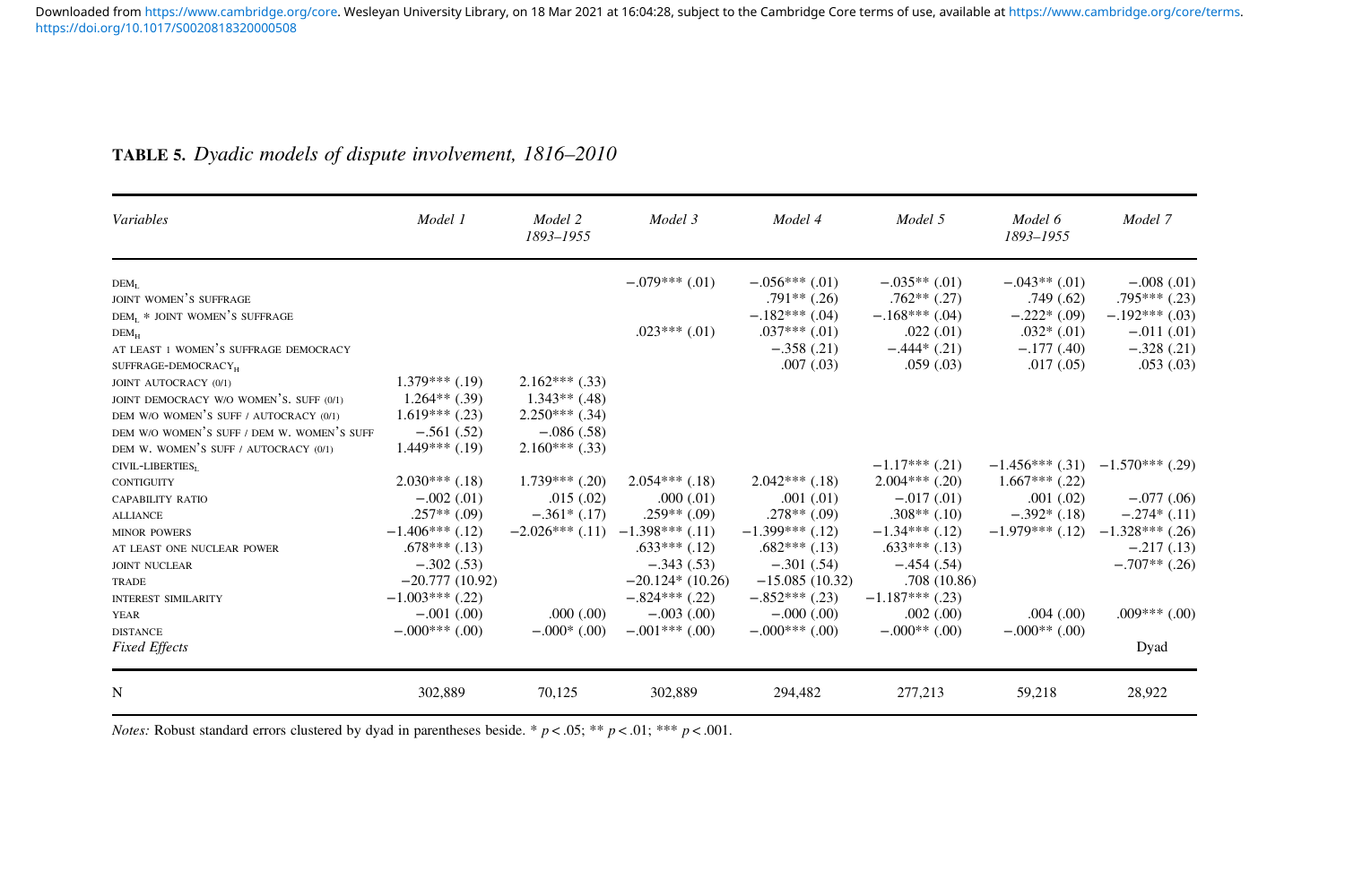**TABLE 5.** *Dyadic models of dispute involvement, 1816–2010*

| *Variables* | *Model 1* | *Model 2 1893–1955* | *Model 3* | *Model 4* | *Model 5* | *Model 6 1893–1955* | *Model 7* |
|---|---|---|---|---|---|---|---|
| $\text{DEM}_L$ | | | −.079*** (.01) | −.056*** (.01) | −.035** (.01) | −.043** (.01) | −.008 (.01) |
| JOINT WOMEN'S SUFFRAGE | | | | .791** (.26) | .762** (.27) | .749 (.62) | .795*** (.23) |
| $\text{DEM}_L$ * JOINT WOMEN'S SUFFRAGE | | | | −.182*** (.04) | −.168*** (.04) | −.222* (.09) | −.192*** (.03) |
| $\text{DEM}_H$ | | | .023*** (.01) | .037*** (.01) | .022 (.01) | .032* (.01) | −.011 (.01) |
| AT LEAST 1 WOMEN'S SUFFRAGE DEMOCRACY | | | | −.358 (.21) | −.444* (.21) | −.177 (.40) | −.328 (.21) |
| $\text{SUFFRAGE-DEMOCRACY}_H$ | | | | .007 (.03) | .059 (.03) | .017 (.05) | .053 (.03) |
| JOINT AUTOCRACY (0/1) | 1.379*** (.19) | 2.162*** (.33) | | | | | |
| JOINT DEMOCRACY W/O WOMEN'S. SUFF (0/1) | 1.264** (.39) | 1.343** (.48) | | | | | |
| DEM W/O WOMEN'S SUFF / AUTOCRACY (0/1) | 1.619*** (.23) | 2.250*** (.34) | | | | | |
| DEM W/O WOMEN'S SUFF / DEM W. WOMEN'S SUFF | −.561 (.52) | −.086 (.58) | | | | | |
| DEM W. WOMEN'S SUFF / AUTOCRACY (0/1) | 1.449*** (.19) | 2.160*** (.33) | | | | | |
| $\text{CIVIL-LIBERTIES}_L$ | | | | | −1.17*** (.21) | −1.456*** (.31) | −1.570*** (.29) |
| CONTIGUITY | 2.030*** (.18) | 1.739*** (.20) | 2.054*** (.18) | 2.042*** (.18) | 2.004*** (.20) | 1.667*** (.22) | |
| CAPABILITY RATIO | −.002 (.01) | .015 (.02) | .000 (.01) | .001 (.01) | −.017 (.01) | .001 (.02) | −.077 (.06) |
| ALLIANCE | .257** (.09) | −.361* (.17) | .259** (.09) | .278** (.09) | .308** (.10) | −.392* (.18) | −.274* (.11) |
| MINOR POWERS | −1.406*** (.12) | −2.026*** (.11) | −1.398*** (.11) | −1.399*** (.12) | −1.34*** (.12) | −1.979*** (.12) | −1.328*** (.26) |
| AT LEAST ONE NUCLEAR POWER | .678*** (.13) | | .633*** (.12) | .682*** (.13) | .633*** (.13) | | −.217 (.13) |
| JOINT NUCLEAR | −.302 (.53) | | −.343 (.53) | −.301 (.54) | −.454 (.54) | | −.707** (.26) |
| TRADE | −20.777 (10.92) | | −20.124* (10.26) | −15.085 (10.32) | .708 (10.86) | | |
| INTEREST SIMILARITY | −1.003*** (.22) | | −.824*** (.22) | −.852*** (.23) | −1.187*** (.23) | | |
| YEAR | −.001 (.00) | .000 (.00) | −.003 (.00) | −.000 (.00) | .002 (.00) | .004 (.00) | .009*** (.00) |
| DISTANCE | −.000*** (.00) | −.000* (.00) | −.001*** (.00) | −.000*** (.00) | −.000** (.00) | −.000** (.00) | |
| *Fixed Effects* | | | | | | | Dyad |
| N | 302,889 | 70,125 | 302,889 | 294,482 | 277,213 | 59,218 | 28,922 |

*Notes:* Robust standard errors clustered by dyad in parentheses beside. * $p < .05$; ** $p < .01$; *** $p < .001$.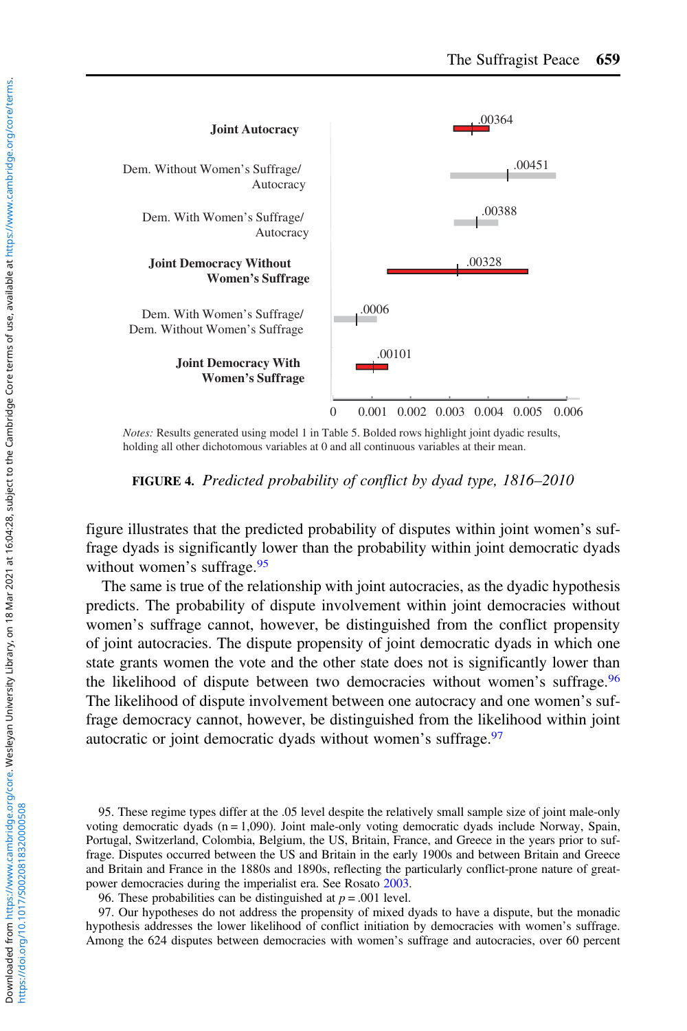| Dyad type | Predicted probability |
|---|---|
| **Joint Autocracy** | .00364 |
| Dem. Without Women's Suffrage/ Autocracy | .00451 |
| Dem. With Women's Suffrage/ Autocracy | .00388 |
| **Joint Democracy Without Women's Suffrage** | .00328 |
| Dem. With Women's Suffrage/ Dem. Without Women's Suffrage | .0006 |
| **Joint Democracy With Women's Suffrage** | .00101 |

*Notes:* Results generated using model 1 in Table 5. Bolded rows highlight joint dyadic results, holding all other dichotomous variables at 0 and all continuous variables at their mean.

**FIGURE 4.** *Predicted probability of conflict by dyad type, 1816–2010*

figure illustrates that the predicted probability of disputes within joint women's suffrage dyads is significantly lower than the probability within joint democratic dyads without women's suffrage.[95]

The same is true of the relationship with joint autocracies, as the dyadic hypothesis predicts. The probability of dispute involvement within joint democracies without women's suffrage cannot, however, be distinguished from the conflict propensity of joint autocracies. The dispute propensity of joint democratic dyads in which one state grants women the vote and the other state does not is significantly lower than the likelihood of dispute between two democracies without women's suffrage.[96] The likelihood of dispute involvement between one autocracy and one women's suffrage democracy cannot, however, be distinguished from the likelihood within joint autocratic or joint democratic dyads without women's suffrage.[97]

95. These regime types differ at the .05 level despite the relatively small sample size of joint male-only voting democratic dyads (n = 1,090). Joint male-only voting democratic dyads include Norway, Spain, Portugal, Switzerland, Colombia, Belgium, the US, Britain, France, and Greece in the years prior to suffrage. Disputes occurred between the US and Britain in the early 1900s and between Britain and Greece and Britain and France in the 1880s and 1890s, reflecting the particularly conflict-prone nature of great-power democracies during the imperialist era. See Rosato 2003.

96. These probabilities can be distinguished at $p = .001$ level.

97. Our hypotheses do not address the propensity of mixed dyads to have a dispute, but the monadic hypothesis addresses the lower likelihood of conflict initiation by democracies with women's suffrage. Among the 624 disputes between democracies with women's suffrage and autocracies, over 60 percent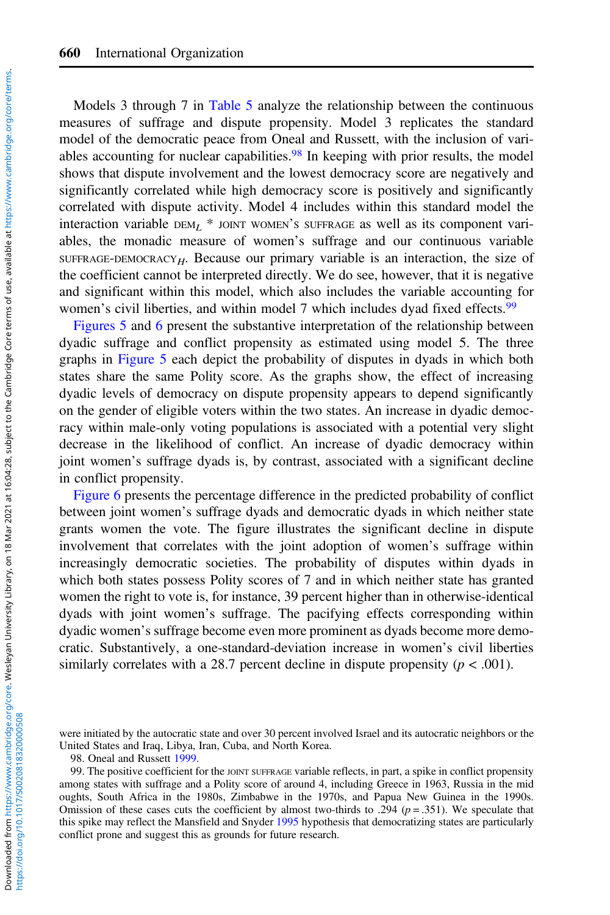Models 3 through 7 in Table 5 analyze the relationship between the continuous measures of suffrage and dispute propensity. Model 3 replicates the standard model of the democratic peace from Oneal and Russett, with the inclusion of variables accounting for nuclear capabilities.[98] In keeping with prior results, the model shows that dispute involvement and the lowest democracy score are negatively and significantly correlated while high democracy score is positively and significantly correlated with dispute activity. Model 4 includes within this standard model the interaction variable $\text{DEM}_L$ * JOINT WOMEN'S SUFFRAGE as well as its component variables, the monadic measure of women's suffrage and our continuous variable $\text{SUFFRAGE-DEMOCRACY}_H$. Because our primary variable is an interaction, the size of the coefficient cannot be interpreted directly. We do see, however, that it is negative and significant within this model, which also includes the variable accounting for women's civil liberties, and within model 7 which includes dyad fixed effects.[99]

Figures 5 and 6 present the substantive interpretation of the relationship between dyadic suffrage and conflict propensity as estimated using model 5. The three graphs in Figure 5 each depict the probability of disputes in dyads in which both states share the same Polity score. As the graphs show, the effect of increasing dyadic levels of democracy on dispute propensity appears to depend significantly on the gender of eligible voters within the two states. An increase in dyadic democracy within male-only voting populations is associated with a potential very slight decrease in the likelihood of conflict. An increase of dyadic democracy within joint women's suffrage dyads is, by contrast, associated with a significant decline in conflict propensity.

Figure 6 presents the percentage difference in the predicted probability of conflict between joint women's suffrage dyads and democratic dyads in which neither state grants women the vote. The figure illustrates the significant decline in dispute involvement that correlates with the joint adoption of women's suffrage within increasingly democratic societies. The probability of disputes within dyads in which both states possess Polity scores of 7 and in which neither state has granted women the right to vote is, for instance, 39 percent higher than in otherwise-identical dyads with joint women's suffrage. The pacifying effects corresponding within dyadic women's suffrage become even more prominent as dyads become more democratic. Substantively, a one-standard-deviation increase in women's civil liberties similarly correlates with a 28.7 percent decline in dispute propensity ($p < .001$).

were initiated by the autocratic state and over 30 percent involved Israel and its autocratic neighbors or the United States and Iraq, Libya, Iran, Cuba, and North Korea.

98. Oneal and Russett 1999.

99. The positive coefficient for the JOINT SUFFRAGE variable reflects, in part, a spike in conflict propensity among states with suffrage and a Polity score of around 4, including Greece in 1963, Russia in the mid oughts, South Africa in the 1980s, Zimbabwe in the 1970s, and Papua New Guinea in the 1990s. Omission of these cases cuts the coefficient by almost two-thirds to .294 ($p = .351$). We speculate that this spike may reflect the Mansfield and Snyder 1995 hypothesis that democratizing states are particularly conflict prone and suggest this as grounds for future research.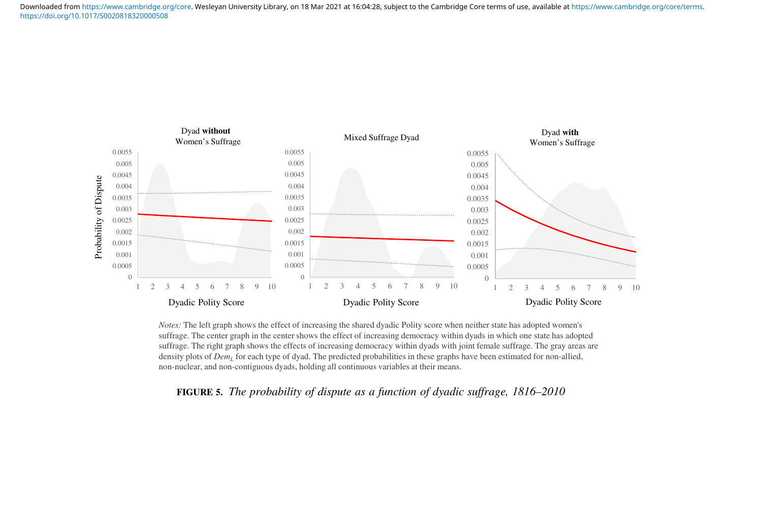*Notes:* The left graph shows the effect of increasing the shared dyadic Polity score when neither state has adopted women's suffrage. The center graph in the center shows the effect of increasing democracy within dyads in which one state has adopted suffrage. The right graph shows the effects of increasing democracy within dyads with joint female suffrage. The gray areas are density plots of $Dem_L$ for each type of dyad. The predicted probabilities in these graphs have been estimated for non-allied, non-nuclear, and non-contiguous dyads, holding all continuous variables at their means.

**FIGURE 5.** *The probability of dispute as a function of dyadic suffrage, 1816–2010*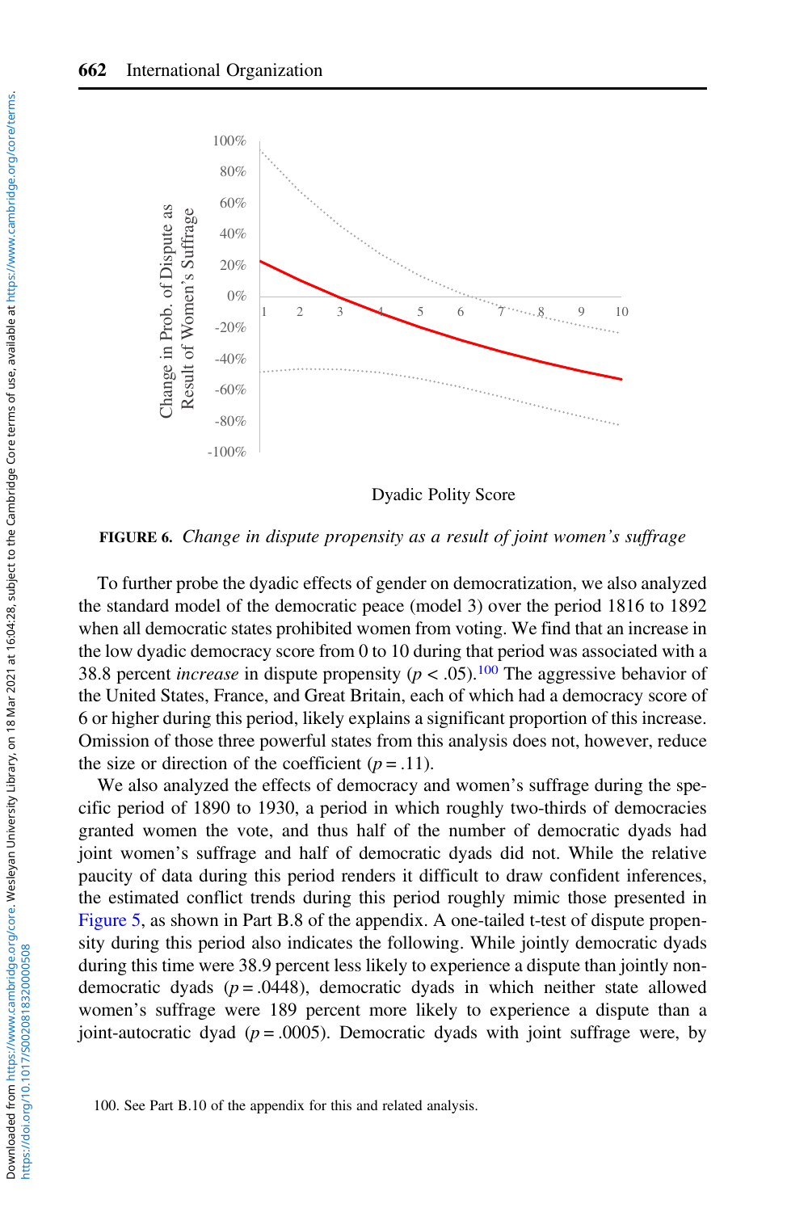FIGURE 6. *Change in dispute propensity as a result of joint women's suffrage*

To further probe the dyadic effects of gender on democratization, we also analyzed the standard model of the democratic peace (model 3) over the period 1816 to 1892 when all democratic states prohibited women from voting. We find that an increase in the low dyadic democracy score from 0 to 10 during that period was associated with a 38.8 percent *increase* in dispute propensity ($p < .05$).[100] The aggressive behavior of the United States, France, and Great Britain, each of which had a democracy score of 6 or higher during this period, likely explains a significant proportion of this increase. Omission of those three powerful states from this analysis does not, however, reduce the size or direction of the coefficient ($p = .11$).

We also analyzed the effects of democracy and women's suffrage during the specific period of 1890 to 1930, a period in which roughly two-thirds of democracies granted women the vote, and thus half of the number of democratic dyads had joint women's suffrage and half of democratic dyads did not. While the relative paucity of data during this period renders it difficult to draw confident inferences, the estimated conflict trends during this period roughly mimic those presented in Figure 5, as shown in Part B.8 of the appendix. A one-tailed t-test of dispute propensity during this period also indicates the following. While jointly democratic dyads during this time were 38.9 percent less likely to experience a dispute than jointly non-democratic dyads ($p = .0448$), democratic dyads in which neither state allowed women's suffrage were 189 percent more likely to experience a dispute than a joint-autocratic dyad ($p = .0005$). Democratic dyads with joint suffrage were, by

100. See Part B.10 of the appendix for this and related analysis.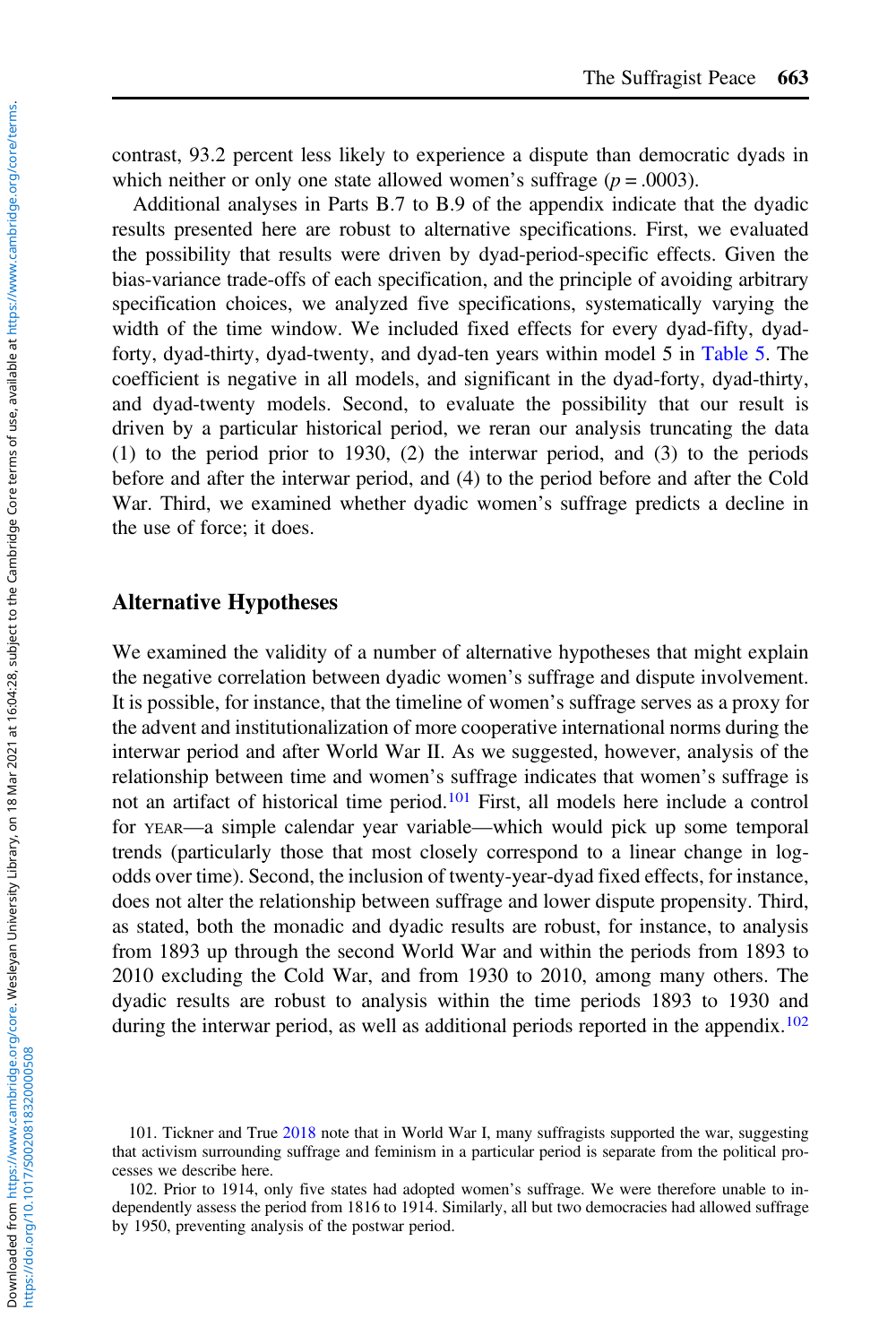contrast, 93.2 percent less likely to experience a dispute than democratic dyads in which neither or only one state allowed women's suffrage ($p = .0003$).

Additional analyses in Parts B.7 to B.9 of the appendix indicate that the dyadic results presented here are robust to alternative specifications. First, we evaluated the possibility that results were driven by dyad-period-specific effects. Given the bias-variance trade-offs of each specification, and the principle of avoiding arbitrary specification choices, we analyzed five specifications, systematically varying the width of the time window. We included fixed effects for every dyad-fifty, dyad-forty, dyad-thirty, dyad-twenty, and dyad-ten years within model 5 in Table 5. The coefficient is negative in all models, and significant in the dyad-forty, dyad-thirty, and dyad-twenty models. Second, to evaluate the possibility that our result is driven by a particular historical period, we reran our analysis truncating the data (1) to the period prior to 1930, (2) the interwar period, and (3) to the periods before and after the interwar period, and (4) to the period before and after the Cold War. Third, we examined whether dyadic women's suffrage predicts a decline in the use of force; it does.

## Alternative Hypotheses

We examined the validity of a number of alternative hypotheses that might explain the negative correlation between dyadic women's suffrage and dispute involvement. It is possible, for instance, that the timeline of women's suffrage serves as a proxy for the advent and institutionalization of more cooperative international norms during the interwar period and after World War II. As we suggested, however, analysis of the relationship between time and women's suffrage indicates that women's suffrage is not an artifact of historical time period.[101] First, all models here include a control for YEAR—a simple calendar year variable—which would pick up some temporal trends (particularly those that most closely correspond to a linear change in log-odds over time). Second, the inclusion of twenty-year-dyad fixed effects, for instance, does not alter the relationship between suffrage and lower dispute propensity. Third, as stated, both the monadic and dyadic results are robust, for instance, to analysis from 1893 up through the second World War and within the periods from 1893 to 2010 excluding the Cold War, and from 1930 to 2010, among many others. The dyadic results are robust to analysis within the time periods 1893 to 1930 and during the interwar period, as well as additional periods reported in the appendix.[102]

101. Tickner and True 2018 note that in World War I, many suffragists supported the war, suggesting that activism surrounding suffrage and feminism in a particular period is separate from the political processes we describe here.

102. Prior to 1914, only five states had adopted women's suffrage. We were therefore unable to independently assess the period from 1816 to 1914. Similarly, all but two democracies had allowed suffrage by 1950, preventing analysis of the postwar period.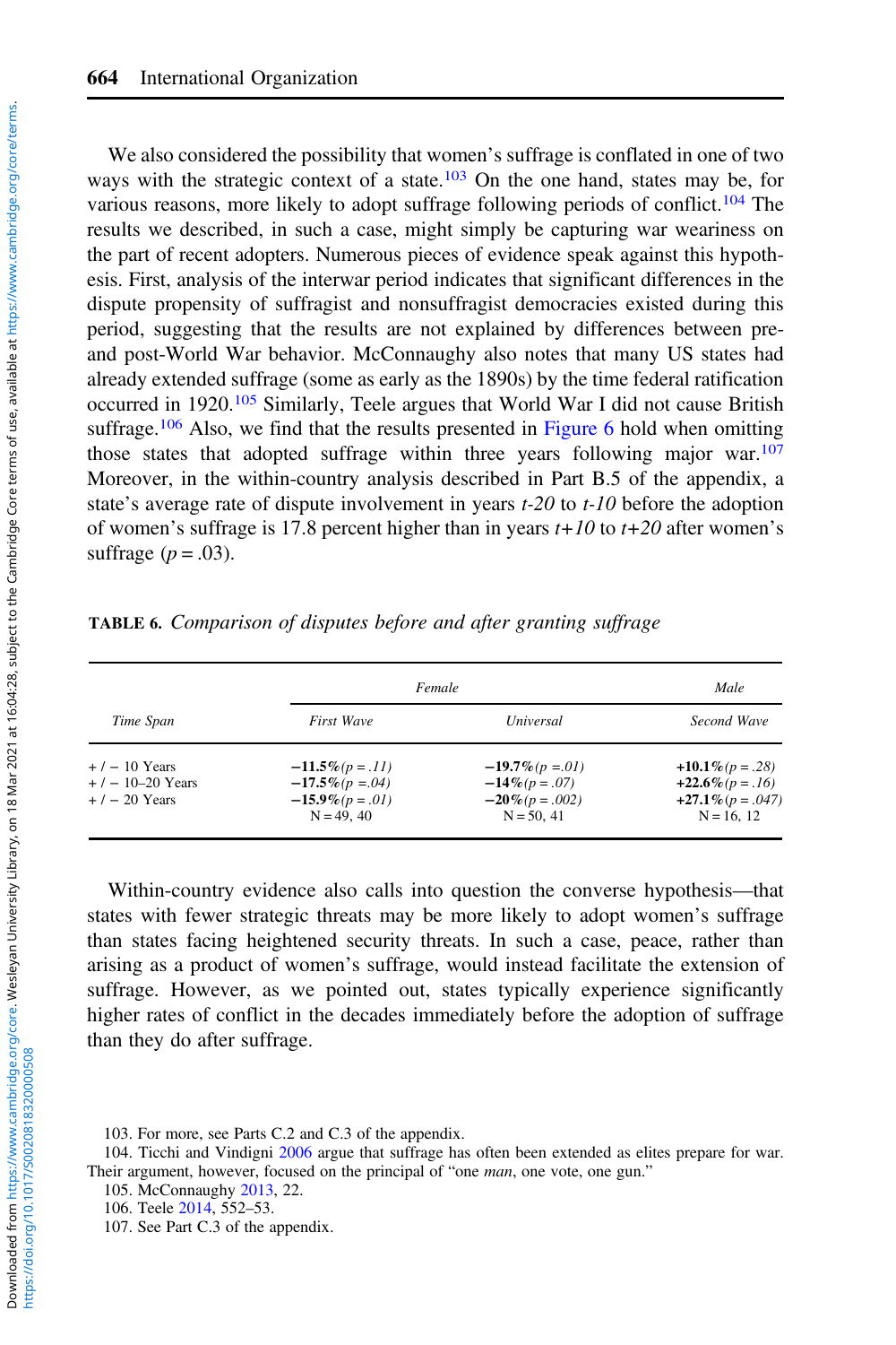We also considered the possibility that women's suffrage is conflated in one of two ways with the strategic context of a state.[103] On the one hand, states may be, for various reasons, more likely to adopt suffrage following periods of conflict.[104] The results we described, in such a case, might simply be capturing war weariness on the part of recent adopters. Numerous pieces of evidence speak against this hypothesis. First, analysis of the interwar period indicates that significant differences in the dispute propensity of suffragist and nonsuffragist democracies existed during this period, suggesting that the results are not explained by differences between pre- and post-World War behavior. McConnaughy also notes that many US states had already extended suffrage (some as early as the 1890s) by the time federal ratification occurred in 1920.[105] Similarly, Teele argues that World War I did not cause British suffrage.[106] Also, we find that the results presented in Figure 6 hold when omitting those states that adopted suffrage within three years following major war.[107] Moreover, in the within-country analysis described in Part B.5 of the appendix, a state's average rate of dispute involvement in years *t-20* to *t-10* before the adoption of women's suffrage is 17.8 percent higher than in years *t+10* to *t+20* after women's suffrage ($p = .03$).

**TABLE 6.** *Comparison of disputes before and after granting suffrage*

| | *Female* | | *Male* |
|---|---|---|---|
| *Time Span* | *First Wave* | *Universal* | *Second Wave* |
| + / − 10 Years | **−11.5%**(*p* = *.11*) | **−19.7%**(*p* =*.01*) | **+10.1%**(*p* = *.28*) |
| + / − 10–20 Years | **−17.5%**(*p* =*.04*) | **−14%**(*p* = *.07*) | **+22.6%**(*p* = *.16*) |
| + / − 20 Years | **−15.9%**(*p* = *.01*) | **−20%**(*p* = *.002*) | **+27.1%**(*p* = *.047*) |
| | N = 49, 40 | N = 50, 41 | N = 16, 12 |

Within-country evidence also calls into question the converse hypothesis—that states with fewer strategic threats may be more likely to adopt women's suffrage than states facing heightened security threats. In such a case, peace, rather than arising as a product of women's suffrage, would instead facilitate the extension of suffrage. However, as we pointed out, states typically experience significantly higher rates of conflict in the decades immediately before the adoption of suffrage than they do after suffrage.

103. For more, see Parts C.2 and C.3 of the appendix.

104. Ticchi and Vindigni 2006 argue that suffrage has often been extended as elites prepare for war. Their argument, however, focused on the principal of "one *man*, one vote, one gun."

105. McConnaughy 2013, 22.

106. Teele 2014, 552–53.

107. See Part C.3 of the appendix.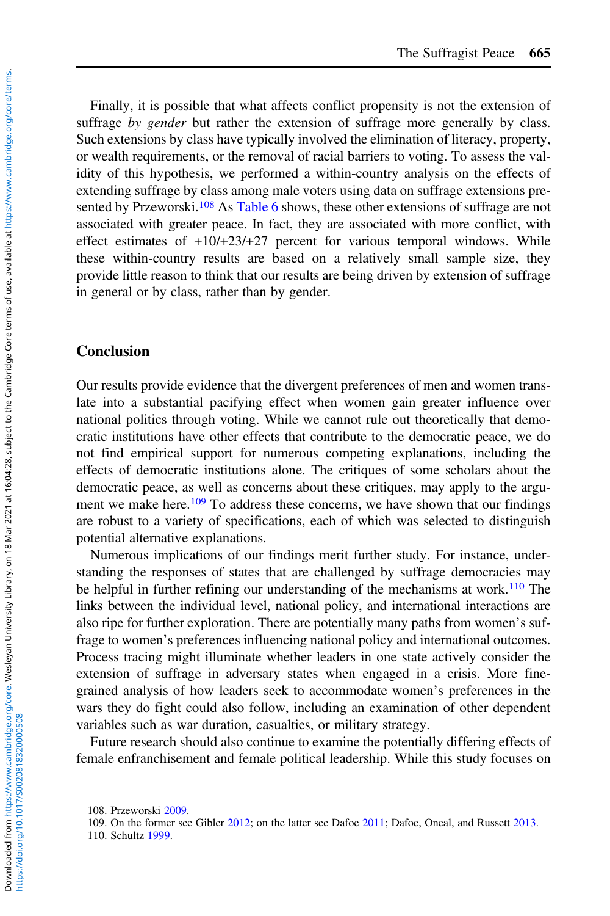Finally, it is possible that what affects conflict propensity is not the extension of suffrage *by gender* but rather the extension of suffrage more generally by class. Such extensions by class have typically involved the elimination of literacy, property, or wealth requirements, or the removal of racial barriers to voting. To assess the validity of this hypothesis, we performed a within-country analysis on the effects of extending suffrage by class among male voters using data on suffrage extensions presented by Przeworski.[108] As Table 6 shows, these other extensions of suffrage are not associated with greater peace. In fact, they are associated with more conflict, with effect estimates of +10/+23/+27 percent for various temporal windows. While these within-country results are based on a relatively small sample size, they provide little reason to think that our results are being driven by extension of suffrage in general or by class, rather than by gender.

## Conclusion

Our results provide evidence that the divergent preferences of men and women translate into a substantial pacifying effect when women gain greater influence over national politics through voting. While we cannot rule out theoretically that democratic institutions have other effects that contribute to the democratic peace, we do not find empirical support for numerous competing explanations, including the effects of democratic institutions alone. The critiques of some scholars about the democratic peace, as well as concerns about these critiques, may apply to the argument we make here.[109] To address these concerns, we have shown that our findings are robust to a variety of specifications, each of which was selected to distinguish potential alternative explanations.

Numerous implications of our findings merit further study. For instance, understanding the responses of states that are challenged by suffrage democracies may be helpful in further refining our understanding of the mechanisms at work.[110] The links between the individual level, national policy, and international interactions are also ripe for further exploration. There are potentially many paths from women's suffrage to women's preferences influencing national policy and international outcomes. Process tracing might illuminate whether leaders in one state actively consider the extension of suffrage in adversary states when engaged in a crisis. More fine-grained analysis of how leaders seek to accommodate women's preferences in the wars they do fight could also follow, including an examination of other dependent variables such as war duration, casualties, or military strategy.

Future research should also continue to examine the potentially differing effects of female enfranchisement and female political leadership. While this study focuses on

108. Przeworski 2009.

109. On the former see Gibler 2012; on the latter see Dafoe 2011; Dafoe, Oneal, and Russett 2013.

110. Schultz 1999.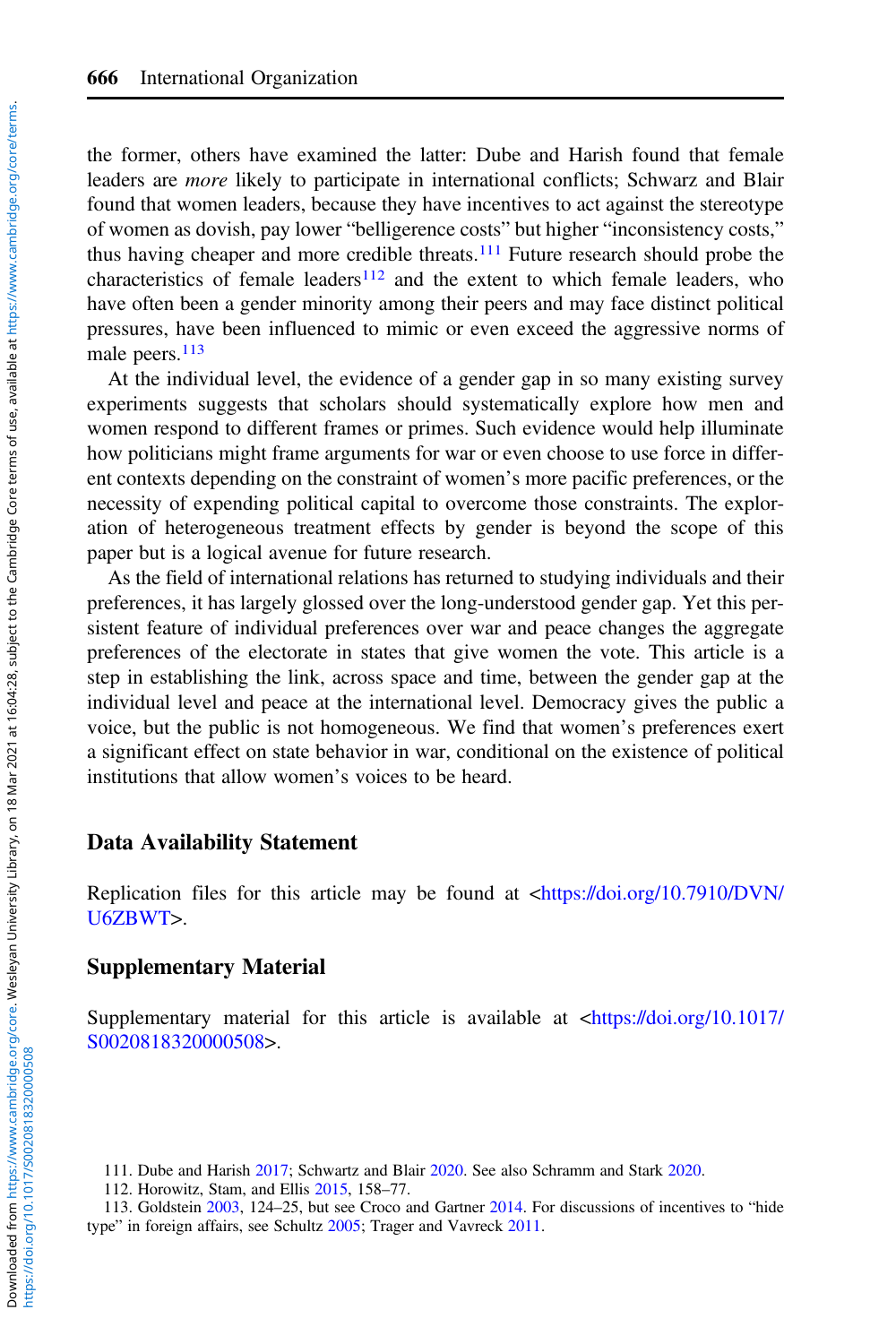the former, others have examined the latter: Dube and Harish found that female leaders are *more* likely to participate in international conflicts; Schwarz and Blair found that women leaders, because they have incentives to act against the stereotype of women as dovish, pay lower "belligerence costs" but higher "inconsistency costs," thus having cheaper and more credible threats.[111] Future research should probe the characteristics of female leaders[112] and the extent to which female leaders, who have often been a gender minority among their peers and may face distinct political pressures, have been influenced to mimic or even exceed the aggressive norms of male peers.[113]

At the individual level, the evidence of a gender gap in so many existing survey experiments suggests that scholars should systematically explore how men and women respond to different frames or primes. Such evidence would help illuminate how politicians might frame arguments for war or even choose to use force in different contexts depending on the constraint of women's more pacific preferences, or the necessity of expending political capital to overcome those constraints. The exploration of heterogeneous treatment effects by gender is beyond the scope of this paper but is a logical avenue for future research.

As the field of international relations has returned to studying individuals and their preferences, it has largely glossed over the long-understood gender gap. Yet this persistent feature of individual preferences over war and peace changes the aggregate preferences of the electorate in states that give women the vote. This article is a step in establishing the link, across space and time, between the gender gap at the individual level and peace at the international level. Democracy gives the public a voice, but the public is not homogeneous. We find that women's preferences exert a significant effect on state behavior in war, conditional on the existence of political institutions that allow women's voices to be heard.

## Data Availability Statement

Replication files for this article may be found at <https://doi.org/10.7910/DVN/U6ZBWT>.

## Supplementary Material

Supplementary material for this article is available at <https://doi.org/10.1017/S0020818320000508>.

111. Dube and Harish 2017; Schwartz and Blair 2020. See also Schramm and Stark 2020.

112. Horowitz, Stam, and Ellis 2015, 158–77.

113. Goldstein 2003, 124–25, but see Croco and Gartner 2014. For discussions of incentives to "hide type" in foreign affairs, see Schultz 2005; Trager and Vavreck 2011.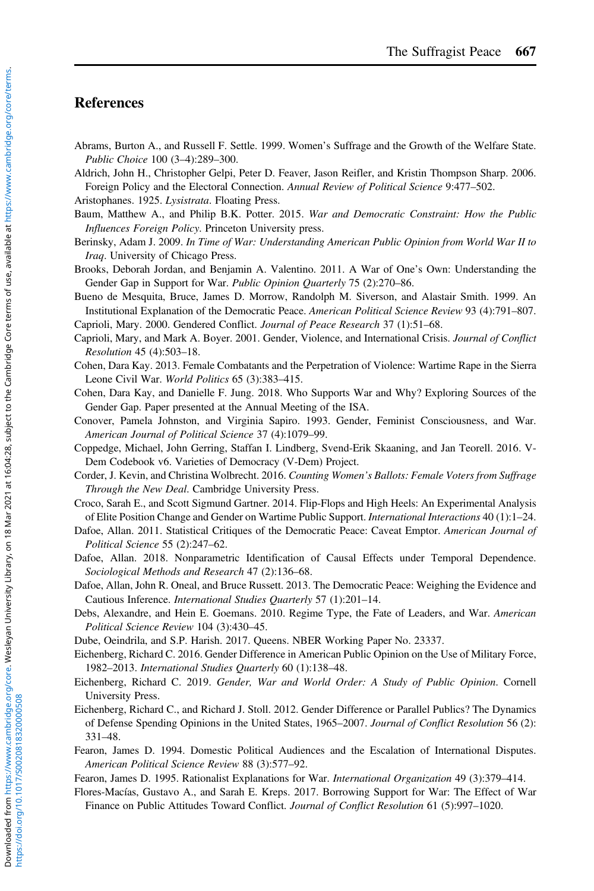## References

Abrams, Burton A., and Russell F. Settle. 1999. Women's Suffrage and the Growth of the Welfare State. *Public Choice* 100 (3–4):289–300.

Aldrich, John H., Christopher Gelpi, Peter D. Feaver, Jason Reifler, and Kristin Thompson Sharp. 2006. Foreign Policy and the Electoral Connection. *Annual Review of Political Science* 9:477–502.

Aristophanes. 1925. *Lysistrata*. Floating Press.

Baum, Matthew A., and Philip B.K. Potter. 2015. *War and Democratic Constraint: How the Public Influences Foreign Policy*. Princeton University press.

Berinsky, Adam J. 2009. *In Time of War: Understanding American Public Opinion from World War II to Iraq*. University of Chicago Press.

Brooks, Deborah Jordan, and Benjamin A. Valentino. 2011. A War of One's Own: Understanding the Gender Gap in Support for War. *Public Opinion Quarterly* 75 (2):270–86.

Bueno de Mesquita, Bruce, James D. Morrow, Randolph M. Siverson, and Alastair Smith. 1999. An Institutional Explanation of the Democratic Peace. *American Political Science Review* 93 (4):791–807.

Caprioli, Mary. 2000. Gendered Conflict. *Journal of Peace Research* 37 (1):51–68.

Caprioli, Mary, and Mark A. Boyer. 2001. Gender, Violence, and International Crisis. *Journal of Conflict Resolution* 45 (4):503–18.

Cohen, Dara Kay. 2013. Female Combatants and the Perpetration of Violence: Wartime Rape in the Sierra Leone Civil War. *World Politics* 65 (3):383–415.

Cohen, Dara Kay, and Danielle F. Jung. 2018. Who Supports War and Why? Exploring Sources of the Gender Gap. Paper presented at the Annual Meeting of the ISA.

Conover, Pamela Johnston, and Virginia Sapiro. 1993. Gender, Feminist Consciousness, and War. *American Journal of Political Science* 37 (4):1079–99.

Coppedge, Michael, John Gerring, Staffan I. Lindberg, Svend-Erik Skaaning, and Jan Teorell. 2016. V-Dem Codebook v6. Varieties of Democracy (V-Dem) Project.

Corder, J. Kevin, and Christina Wolbrecht. 2016. *Counting Women's Ballots: Female Voters from Suffrage Through the New Deal*. Cambridge University Press.

Croco, Sarah E., and Scott Sigmund Gartner. 2014. Flip-Flops and High Heels: An Experimental Analysis of Elite Position Change and Gender on Wartime Public Support. *International Interactions* 40 (1):1–24.

Dafoe, Allan. 2011. Statistical Critiques of the Democratic Peace: Caveat Emptor. *American Journal of Political Science* 55 (2):247–62.

Dafoe, Allan. 2018. Nonparametric Identification of Causal Effects under Temporal Dependence. *Sociological Methods and Research* 47 (2):136–68.

Dafoe, Allan, John R. Oneal, and Bruce Russett. 2013. The Democratic Peace: Weighing the Evidence and Cautious Inference. *International Studies Quarterly* 57 (1):201–14.

Debs, Alexandre, and Hein E. Goemans. 2010. Regime Type, the Fate of Leaders, and War. *American Political Science Review* 104 (3):430–45.

Dube, Oeindrila, and S.P. Harish. 2017. Queens. NBER Working Paper No. 23337.

Eichenberg, Richard C. 2016. Gender Difference in American Public Opinion on the Use of Military Force, 1982–2013. *International Studies Quarterly* 60 (1):138–48.

Eichenberg, Richard C. 2019. *Gender, War and World Order: A Study of Public Opinion*. Cornell University Press.

Eichenberg, Richard C., and Richard J. Stoll. 2012. Gender Difference or Parallel Publics? The Dynamics of Defense Spending Opinions in the United States, 1965–2007. *Journal of Conflict Resolution* 56 (2): 331–48.

Fearon, James D. 1994. Domestic Political Audiences and the Escalation of International Disputes. *American Political Science Review* 88 (3):577–92.

Fearon, James D. 1995. Rationalist Explanations for War. *International Organization* 49 (3):379–414.

Flores-Macías, Gustavo A., and Sarah E. Kreps. 2017. Borrowing Support for War: The Effect of War Finance on Public Attitudes Toward Conflict. *Journal of Conflict Resolution* 61 (5):997–1020.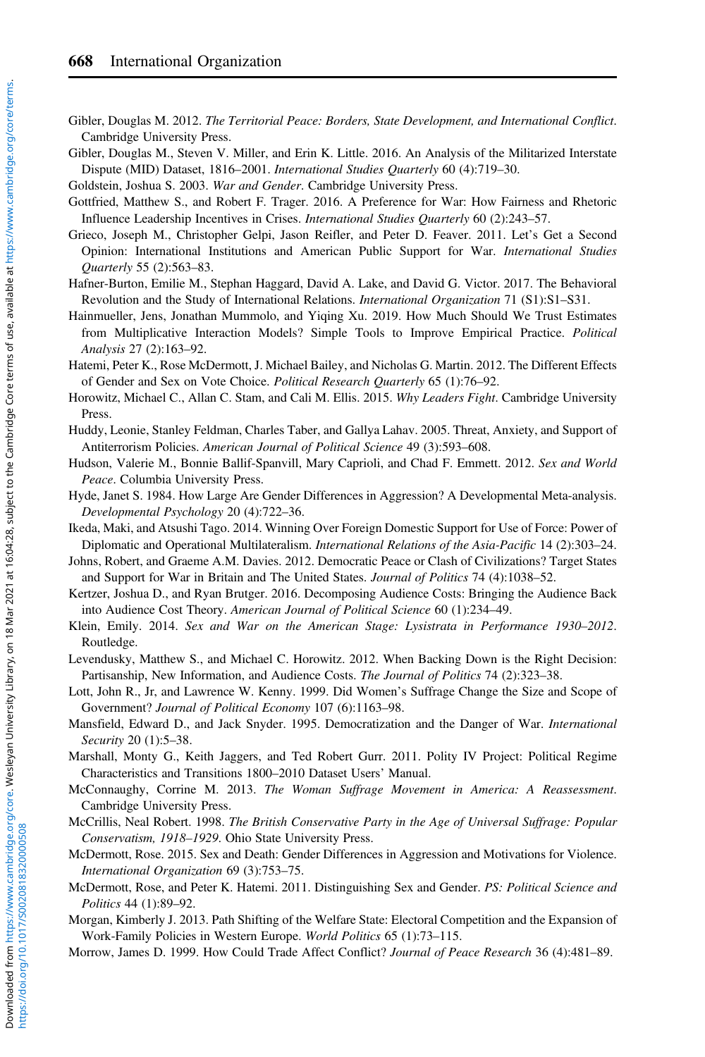Gibler, Douglas M. 2012. *The Territorial Peace: Borders, State Development, and International Conflict*. Cambridge University Press.

Gibler, Douglas M., Steven V. Miller, and Erin K. Little. 2016. An Analysis of the Militarized Interstate Dispute (MID) Dataset, 1816–2001. *International Studies Quarterly* 60 (4):719–30.

Goldstein, Joshua S. 2003. *War and Gender*. Cambridge University Press.

Gottfried, Matthew S., and Robert F. Trager. 2016. A Preference for War: How Fairness and Rhetoric Influence Leadership Incentives in Crises. *International Studies Quarterly* 60 (2):243–57.

Grieco, Joseph M., Christopher Gelpi, Jason Reifler, and Peter D. Feaver. 2011. Let's Get a Second Opinion: International Institutions and American Public Support for War. *International Studies Quarterly* 55 (2):563–83.

Hafner-Burton, Emilie M., Stephan Haggard, David A. Lake, and David G. Victor. 2017. The Behavioral Revolution and the Study of International Relations. *International Organization* 71 (S1):S1–S31.

Hainmueller, Jens, Jonathan Mummolo, and Yiqing Xu. 2019. How Much Should We Trust Estimates from Multiplicative Interaction Models? Simple Tools to Improve Empirical Practice. *Political Analysis* 27 (2):163–92.

Hatemi, Peter K., Rose McDermott, J. Michael Bailey, and Nicholas G. Martin. 2012. The Different Effects of Gender and Sex on Vote Choice. *Political Research Quarterly* 65 (1):76–92.

Horowitz, Michael C., Allan C. Stam, and Cali M. Ellis. 2015. *Why Leaders Fight*. Cambridge University Press.

Huddy, Leonie, Stanley Feldman, Charles Taber, and Gallya Lahav. 2005. Threat, Anxiety, and Support of Antiterrorism Policies. *American Journal of Political Science* 49 (3):593–608.

Hudson, Valerie M., Bonnie Ballif-Spanvill, Mary Caprioli, and Chad F. Emmett. 2012. *Sex and World Peace*. Columbia University Press.

Hyde, Janet S. 1984. How Large Are Gender Differences in Aggression? A Developmental Meta-analysis. *Developmental Psychology* 20 (4):722–36.

Ikeda, Maki, and Atsushi Tago. 2014. Winning Over Foreign Domestic Support for Use of Force: Power of Diplomatic and Operational Multilateralism. *International Relations of the Asia-Pacific* 14 (2):303–24.

Johns, Robert, and Graeme A.M. Davies. 2012. Democratic Peace or Clash of Civilizations? Target States and Support for War in Britain and The United States. *Journal of Politics* 74 (4):1038–52.

Kertzer, Joshua D., and Ryan Brutger. 2016. Decomposing Audience Costs: Bringing the Audience Back into Audience Cost Theory. *American Journal of Political Science* 60 (1):234–49.

Klein, Emily. 2014. *Sex and War on the American Stage: Lysistrata in Performance 1930–2012*. Routledge.

Levendusky, Matthew S., and Michael C. Horowitz. 2012. When Backing Down is the Right Decision: Partisanship, New Information, and Audience Costs. *The Journal of Politics* 74 (2):323–38.

Lott, John R., Jr, and Lawrence W. Kenny. 1999. Did Women's Suffrage Change the Size and Scope of Government? *Journal of Political Economy* 107 (6):1163–98.

Mansfield, Edward D., and Jack Snyder. 1995. Democratization and the Danger of War. *International Security* 20 (1):5–38.

Marshall, Monty G., Keith Jaggers, and Ted Robert Gurr. 2011. Polity IV Project: Political Regime Characteristics and Transitions 1800–2010 Dataset Users' Manual.

McConnaughy, Corrine M. 2013. *The Woman Suffrage Movement in America: A Reassessment*. Cambridge University Press.

McCrillis, Neal Robert. 1998. *The British Conservative Party in the Age of Universal Suffrage: Popular Conservatism, 1918–1929*. Ohio State University Press.

McDermott, Rose. 2015. Sex and Death: Gender Differences in Aggression and Motivations for Violence. *International Organization* 69 (3):753–75.

McDermott, Rose, and Peter K. Hatemi. 2011. Distinguishing Sex and Gender. *PS: Political Science and Politics* 44 (1):89–92.

Morgan, Kimberly J. 2013. Path Shifting of the Welfare State: Electoral Competition and the Expansion of Work-Family Policies in Western Europe. *World Politics* 65 (1):73–115.

Morrow, James D. 1999. How Could Trade Affect Conflict? *Journal of Peace Research* 36 (4):481–89.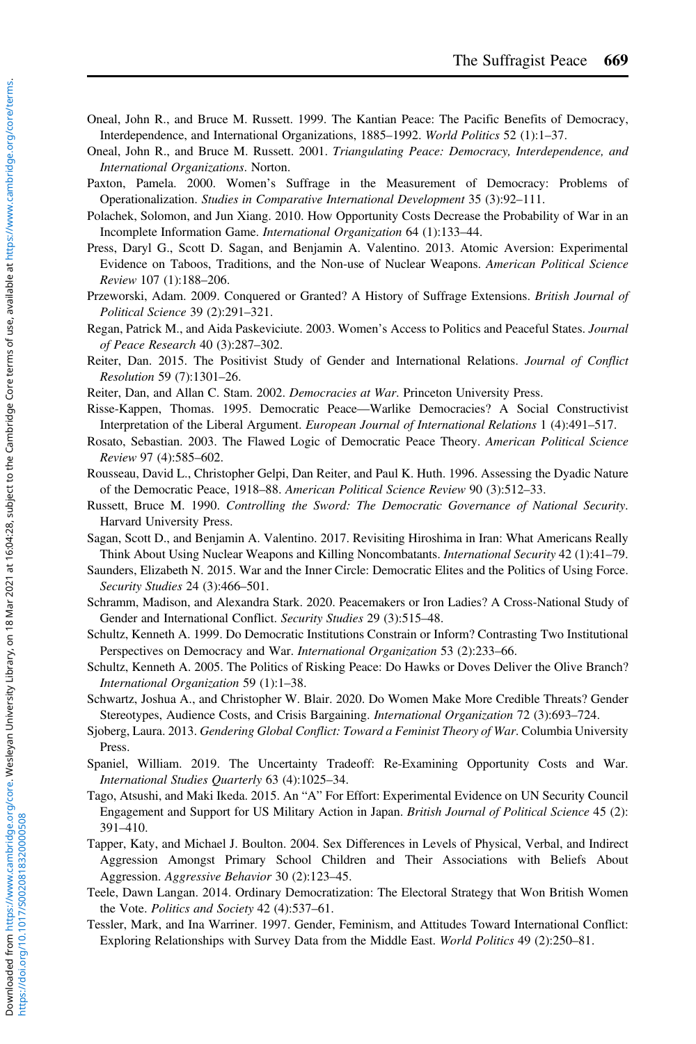Oneal, John R., and Bruce M. Russett. 1999. The Kantian Peace: The Pacific Benefits of Democracy, Interdependence, and International Organizations, 1885–1992. *World Politics* 52 (1):1–37.

Oneal, John R., and Bruce M. Russett. 2001. *Triangulating Peace: Democracy, Interdependence, and International Organizations*. Norton.

Paxton, Pamela. 2000. Women's Suffrage in the Measurement of Democracy: Problems of Operationalization. *Studies in Comparative International Development* 35 (3):92–111.

Polachek, Solomon, and Jun Xiang. 2010. How Opportunity Costs Decrease the Probability of War in an Incomplete Information Game. *International Organization* 64 (1):133–44.

Press, Daryl G., Scott D. Sagan, and Benjamin A. Valentino. 2013. Atomic Aversion: Experimental Evidence on Taboos, Traditions, and the Non-use of Nuclear Weapons. *American Political Science Review* 107 (1):188–206.

Przeworski, Adam. 2009. Conquered or Granted? A History of Suffrage Extensions. *British Journal of Political Science* 39 (2):291–321.

Regan, Patrick M., and Aida Paskeviciute. 2003. Women's Access to Politics and Peaceful States. *Journal of Peace Research* 40 (3):287–302.

Reiter, Dan. 2015. The Positivist Study of Gender and International Relations. *Journal of Conflict Resolution* 59 (7):1301–26.

Reiter, Dan, and Allan C. Stam. 2002. *Democracies at War*. Princeton University Press.

Risse-Kappen, Thomas. 1995. Democratic Peace—Warlike Democracies? A Social Constructivist Interpretation of the Liberal Argument. *European Journal of International Relations* 1 (4):491–517.

Rosato, Sebastian. 2003. The Flawed Logic of Democratic Peace Theory. *American Political Science Review* 97 (4):585–602.

Rousseau, David L., Christopher Gelpi, Dan Reiter, and Paul K. Huth. 1996. Assessing the Dyadic Nature of the Democratic Peace, 1918–88. *American Political Science Review* 90 (3):512–33.

Russett, Bruce M. 1990. *Controlling the Sword: The Democratic Governance of National Security*. Harvard University Press.

Sagan, Scott D., and Benjamin A. Valentino. 2017. Revisiting Hiroshima in Iran: What Americans Really Think About Using Nuclear Weapons and Killing Noncombatants. *International Security* 42 (1):41–79.

Saunders, Elizabeth N. 2015. War and the Inner Circle: Democratic Elites and the Politics of Using Force. *Security Studies* 24 (3):466–501.

Schramm, Madison, and Alexandra Stark. 2020. Peacemakers or Iron Ladies? A Cross-National Study of Gender and International Conflict. *Security Studies* 29 (3):515–48.

Schultz, Kenneth A. 1999. Do Democratic Institutions Constrain or Inform? Contrasting Two Institutional Perspectives on Democracy and War. *International Organization* 53 (2):233–66.

Schultz, Kenneth A. 2005. The Politics of Risking Peace: Do Hawks or Doves Deliver the Olive Branch? *International Organization* 59 (1):1–38.

Schwartz, Joshua A., and Christopher W. Blair. 2020. Do Women Make More Credible Threats? Gender Stereotypes, Audience Costs, and Crisis Bargaining. *International Organization* 72 (3):693–724.

Sjoberg, Laura. 2013. *Gendering Global Conflict: Toward a Feminist Theory of War*. Columbia University Press.

Spaniel, William. 2019. The Uncertainty Tradeoff: Re-Examining Opportunity Costs and War. *International Studies Quarterly* 63 (4):1025–34.

Tago, Atsushi, and Maki Ikeda. 2015. An "A" For Effort: Experimental Evidence on UN Security Council Engagement and Support for US Military Action in Japan. *British Journal of Political Science* 45 (2): 391–410.

Tapper, Katy, and Michael J. Boulton. 2004. Sex Differences in Levels of Physical, Verbal, and Indirect Aggression Amongst Primary School Children and Their Associations with Beliefs About Aggression. *Aggressive Behavior* 30 (2):123–45.

Teele, Dawn Langan. 2014. Ordinary Democratization: The Electoral Strategy that Won British Women the Vote. *Politics and Society* 42 (4):537–61.

Tessler, Mark, and Ina Warriner. 1997. Gender, Feminism, and Attitudes Toward International Conflict: Exploring Relationships with Survey Data from the Middle East. *World Politics* 49 (2):250–81.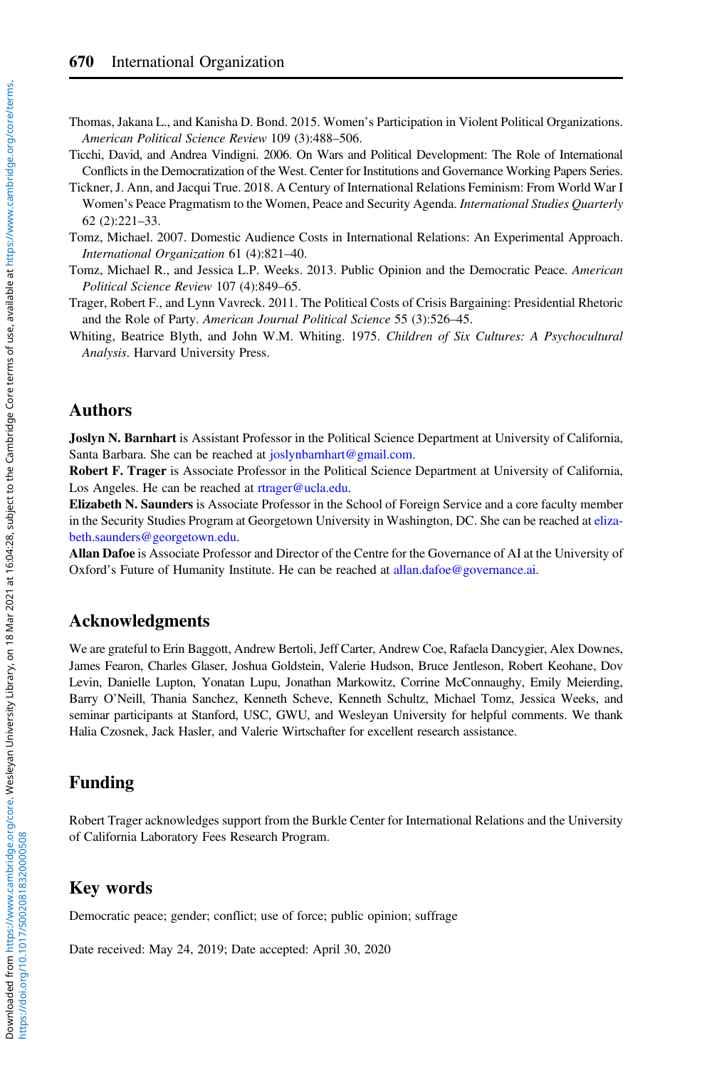Thomas, Jakana L., and Kanisha D. Bond. 2015. Women's Participation in Violent Political Organizations. *American Political Science Review* 109 (3):488–506.

Ticchi, David, and Andrea Vindigni. 2006. On Wars and Political Development: The Role of International Conflicts in the Democratization of the West. Center for Institutions and Governance Working Papers Series.

Tickner, J. Ann, and Jacqui True. 2018. A Century of International Relations Feminism: From World War I Women's Peace Pragmatism to the Women, Peace and Security Agenda. *International Studies Quarterly* 62 (2):221–33.

Tomz, Michael. 2007. Domestic Audience Costs in International Relations: An Experimental Approach. *International Organization* 61 (4):821–40.

Tomz, Michael R., and Jessica L.P. Weeks. 2013. Public Opinion and the Democratic Peace. *American Political Science Review* 107 (4):849–65.

Trager, Robert F., and Lynn Vavreck. 2011. The Political Costs of Crisis Bargaining: Presidential Rhetoric and the Role of Party. *American Journal Political Science* 55 (3):526–45.

Whiting, Beatrice Blyth, and John W.M. Whiting. 1975. *Children of Six Cultures: A Psychocultural Analysis*. Harvard University Press.

## Authors

**Joslyn N. Barnhart** is Assistant Professor in the Political Science Department at University of California, Santa Barbara. She can be reached at joslynbarnhart@gmail.com.

**Robert F. Trager** is Associate Professor in the Political Science Department at University of California, Los Angeles. He can be reached at rtrager@ucla.edu.

**Elizabeth N. Saunders** is Associate Professor in the School of Foreign Service and a core faculty member in the Security Studies Program at Georgetown University in Washington, DC. She can be reached at elizabeth.saunders@georgetown.edu.

**Allan Dafoe** is Associate Professor and Director of the Centre for the Governance of AI at the University of Oxford's Future of Humanity Institute. He can be reached at allan.dafoe@governance.ai.

## Acknowledgments

We are grateful to Erin Baggott, Andrew Bertoli, Jeff Carter, Andrew Coe, Rafaela Dancygier, Alex Downes, James Fearon, Charles Glaser, Joshua Goldstein, Valerie Hudson, Bruce Jentleson, Robert Keohane, Dov Levin, Danielle Lupton, Yonatan Lupu, Jonathan Markowitz, Corrine McConnaughy, Emily Meierding, Barry O'Neill, Thania Sanchez, Kenneth Scheve, Kenneth Schultz, Michael Tomz, Jessica Weeks, and seminar participants at Stanford, USC, GWU, and Wesleyan University for helpful comments. We thank Halia Czosnek, Jack Hasler, and Valerie Wirtschafter for excellent research assistance.

## Funding

Robert Trager acknowledges support from the Burkle Center for International Relations and the University of California Laboratory Fees Research Program.

## Key words

Democratic peace; gender; conflict; use of force; public opinion; suffrage

Date received: May 24, 2019; Date accepted: April 30, 2020